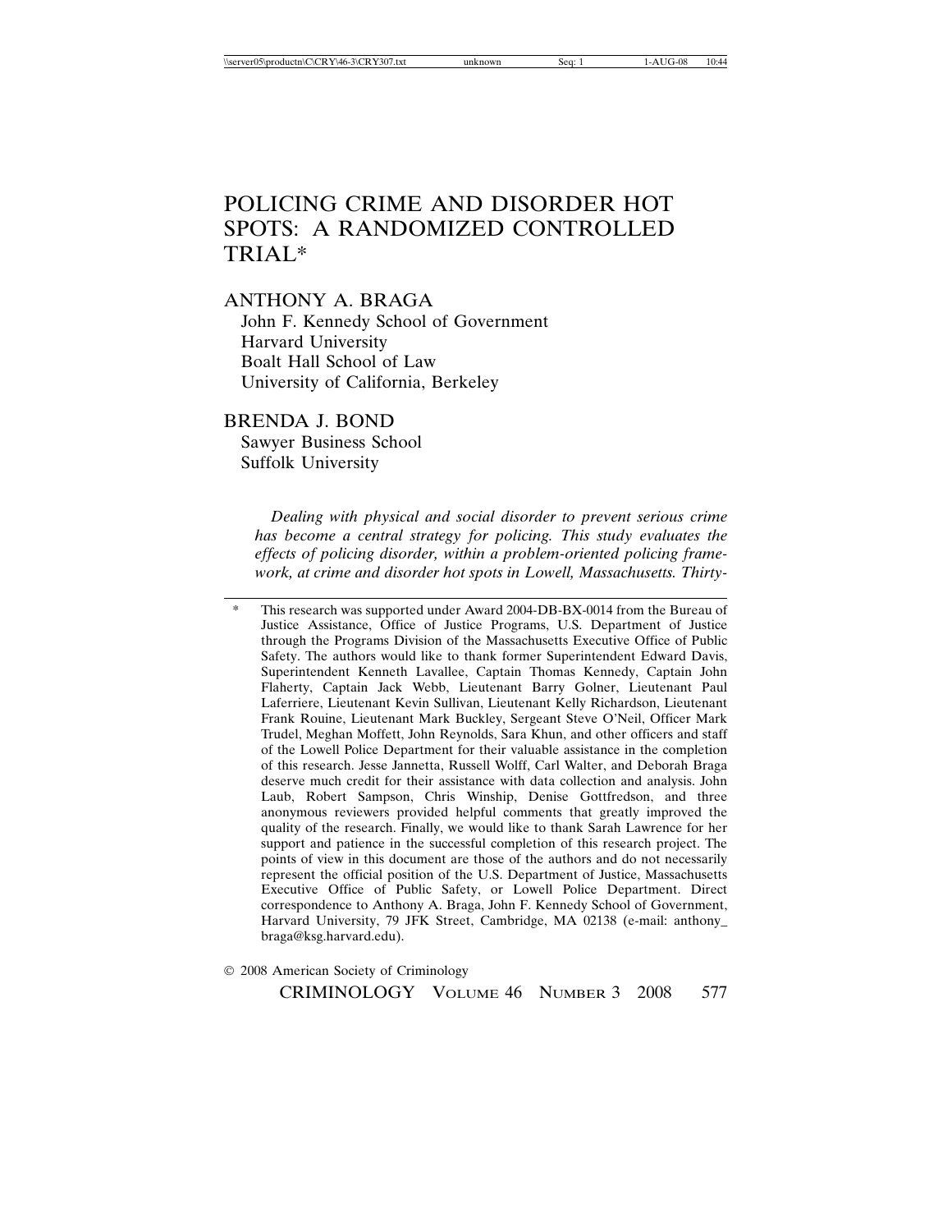# POLICING CRIME AND DISORDER HOT SPOTS: A RANDOMIZED CONTROLLED TRIAL*

ANTHONY A. BRAGA
John F. Kennedy School of Government
Harvard University
Boalt Hall School of Law
University of California, Berkeley

BRENDA J. BOND
Sawyer Business School
Suffolk University

*Dealing with physical and social disorder to prevent serious crime has become a central strategy for policing. This study evaluates the effects of policing disorder, within a problem-oriented policing framework, at crime and disorder hot spots in Lowell, Massachusetts. Thirty-*

---

\* This research was supported under Award 2004-DB-BX-0014 from the Bureau of Justice Assistance, Office of Justice Programs, U.S. Department of Justice through the Programs Division of the Massachusetts Executive Office of Public Safety. The authors would like to thank former Superintendent Edward Davis, Superintendent Kenneth Lavallee, Captain Thomas Kennedy, Captain John Flaherty, Captain Jack Webb, Lieutenant Barry Golner, Lieutenant Paul Laferriere, Lieutenant Kevin Sullivan, Lieutenant Kelly Richardson, Lieutenant Frank Rouine, Lieutenant Mark Buckley, Sergeant Steve O'Neil, Officer Mark Trudel, Meghan Moffett, John Reynolds, Sara Khun, and other officers and staff of the Lowell Police Department for their valuable assistance in the completion of this research. Jesse Jannetta, Russell Wolff, Carl Walter, and Deborah Braga deserve much credit for their assistance with data collection and analysis. John Laub, Robert Sampson, Chris Winship, Denise Gottfredson, and three anonymous reviewers provided helpful comments that greatly improved the quality of the research. Finally, we would like to thank Sarah Lawrence for her support and patience in the successful completion of this research project. The points of view in this document are those of the authors and do not necessarily represent the official position of the U.S. Department of Justice, Massachusetts Executive Office of Public Safety, or Lowell Police Department. Direct correspondence to Anthony A. Braga, John F. Kennedy School of Government, Harvard University, 79 JFK Street, Cambridge, MA 02138 (e-mail: anthony_braga@ksg.harvard.edu).

© 2008 American Society of Criminology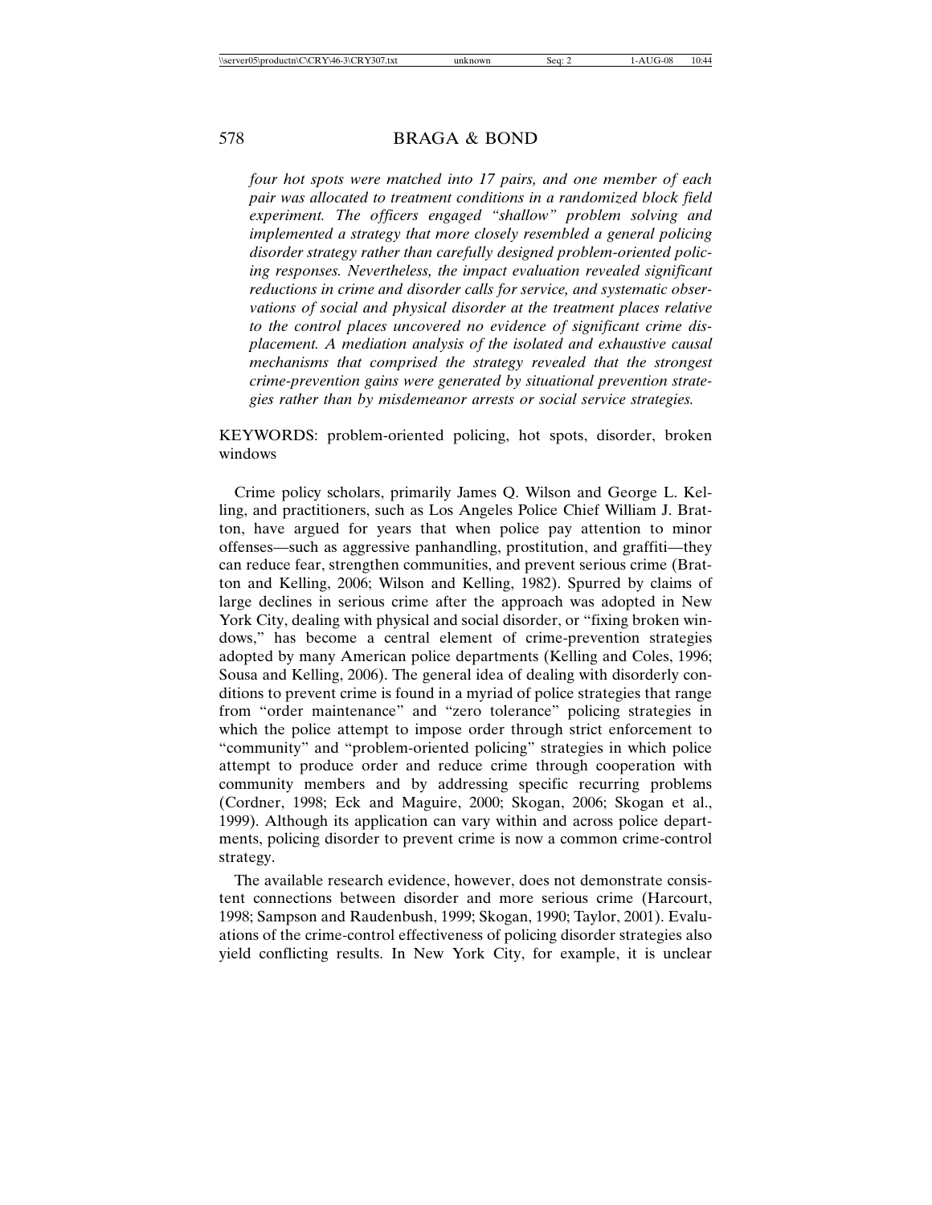*four hot spots were matched into 17 pairs, and one member of each pair was allocated to treatment conditions in a randomized block field experiment. The officers engaged "shallow" problem solving and implemented a strategy that more closely resembled a general policing disorder strategy rather than carefully designed problem-oriented policing responses. Nevertheless, the impact evaluation revealed significant reductions in crime and disorder calls for service, and systematic observations of social and physical disorder at the treatment places relative to the control places uncovered no evidence of significant crime displacement. A mediation analysis of the isolated and exhaustive causal mechanisms that comprised the strategy revealed that the strongest crime-prevention gains were generated by situational prevention strategies rather than by misdemeanor arrests or social service strategies.*

KEYWORDS: problem-oriented policing, hot spots, disorder, broken windows

Crime policy scholars, primarily James Q. Wilson and George L. Kelling, and practitioners, such as Los Angeles Police Chief William J. Bratton, have argued for years that when police pay attention to minor offenses—such as aggressive panhandling, prostitution, and graffiti—they can reduce fear, strengthen communities, and prevent serious crime (Bratton and Kelling, 2006; Wilson and Kelling, 1982). Spurred by claims of large declines in serious crime after the approach was adopted in New York City, dealing with physical and social disorder, or "fixing broken windows," has become a central element of crime-prevention strategies adopted by many American police departments (Kelling and Coles, 1996; Sousa and Kelling, 2006). The general idea of dealing with disorderly conditions to prevent crime is found in a myriad of police strategies that range from "order maintenance" and "zero tolerance" policing strategies in which the police attempt to impose order through strict enforcement to "community" and "problem-oriented policing" strategies in which police attempt to produce order and reduce crime through cooperation with community members and by addressing specific recurring problems (Cordner, 1998; Eck and Maguire, 2000; Skogan, 2006; Skogan et al., 1999). Although its application can vary within and across police departments, policing disorder to prevent crime is now a common crime-control strategy.

The available research evidence, however, does not demonstrate consistent connections between disorder and more serious crime (Harcourt, 1998; Sampson and Raudenbush, 1999; Skogan, 1990; Taylor, 2001). Evaluations of the crime-control effectiveness of policing disorder strategies also yield conflicting results. In New York City, for example, it is unclear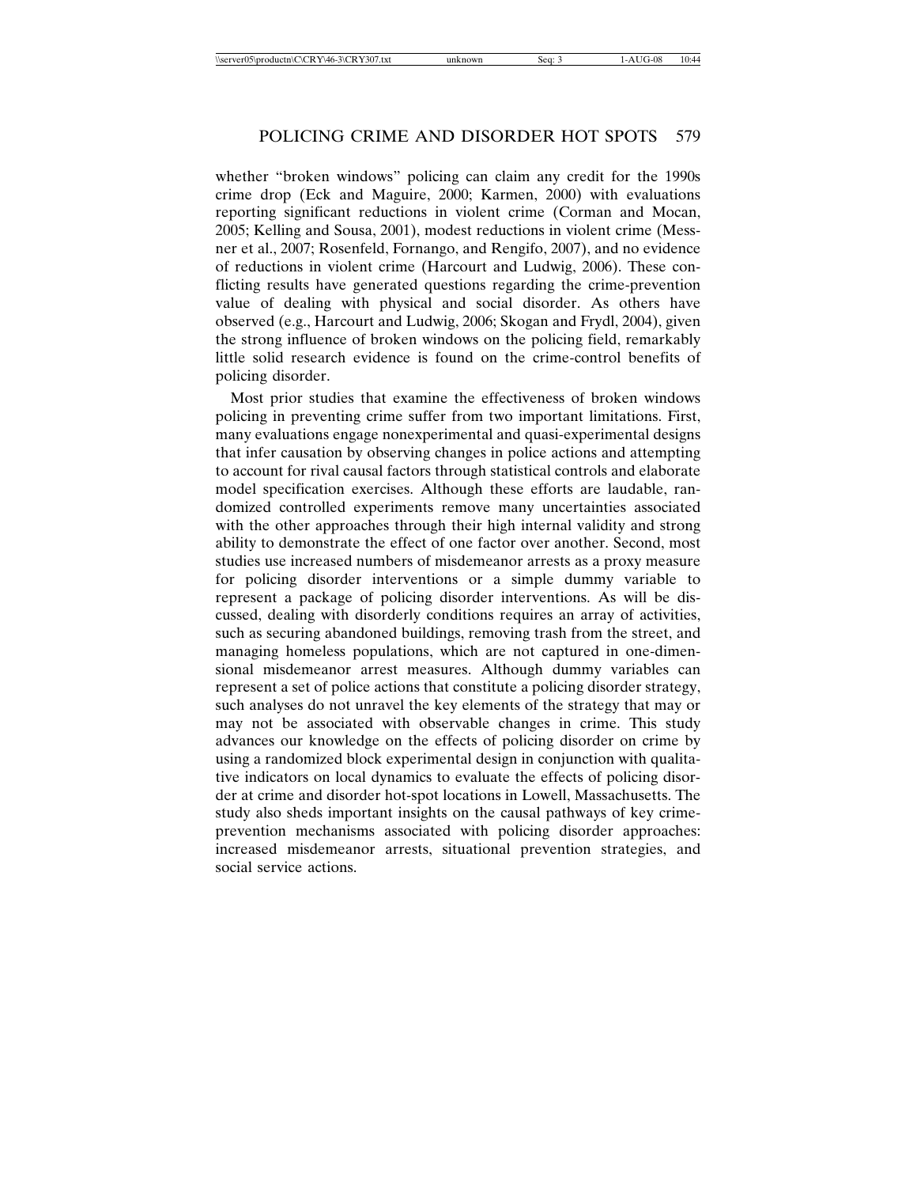whether "broken windows" policing can claim any credit for the 1990s crime drop (Eck and Maguire, 2000; Karmen, 2000) with evaluations reporting significant reductions in violent crime (Corman and Mocan, 2005; Kelling and Sousa, 2001), modest reductions in violent crime (Messner et al., 2007; Rosenfeld, Fornango, and Rengifo, 2007), and no evidence of reductions in violent crime (Harcourt and Ludwig, 2006). These conflicting results have generated questions regarding the crime-prevention value of dealing with physical and social disorder. As others have observed (e.g., Harcourt and Ludwig, 2006; Skogan and Frydl, 2004), given the strong influence of broken windows on the policing field, remarkably little solid research evidence is found on the crime-control benefits of policing disorder.

Most prior studies that examine the effectiveness of broken windows policing in preventing crime suffer from two important limitations. First, many evaluations engage nonexperimental and quasi-experimental designs that infer causation by observing changes in police actions and attempting to account for rival causal factors through statistical controls and elaborate model specification exercises. Although these efforts are laudable, randomized controlled experiments remove many uncertainties associated with the other approaches through their high internal validity and strong ability to demonstrate the effect of one factor over another. Second, most studies use increased numbers of misdemeanor arrests as a proxy measure for policing disorder interventions or a simple dummy variable to represent a package of policing disorder interventions. As will be discussed, dealing with disorderly conditions requires an array of activities, such as securing abandoned buildings, removing trash from the street, and managing homeless populations, which are not captured in one-dimensional misdemeanor arrest measures. Although dummy variables can represent a set of police actions that constitute a policing disorder strategy, such analyses do not unravel the key elements of the strategy that may or may not be associated with observable changes in crime. This study advances our knowledge on the effects of policing disorder on crime by using a randomized block experimental design in conjunction with qualitative indicators on local dynamics to evaluate the effects of policing disorder at crime and disorder hot-spot locations in Lowell, Massachusetts. The study also sheds important insights on the causal pathways of key crime-prevention mechanisms associated with policing disorder approaches: increased misdemeanor arrests, situational prevention strategies, and social service actions.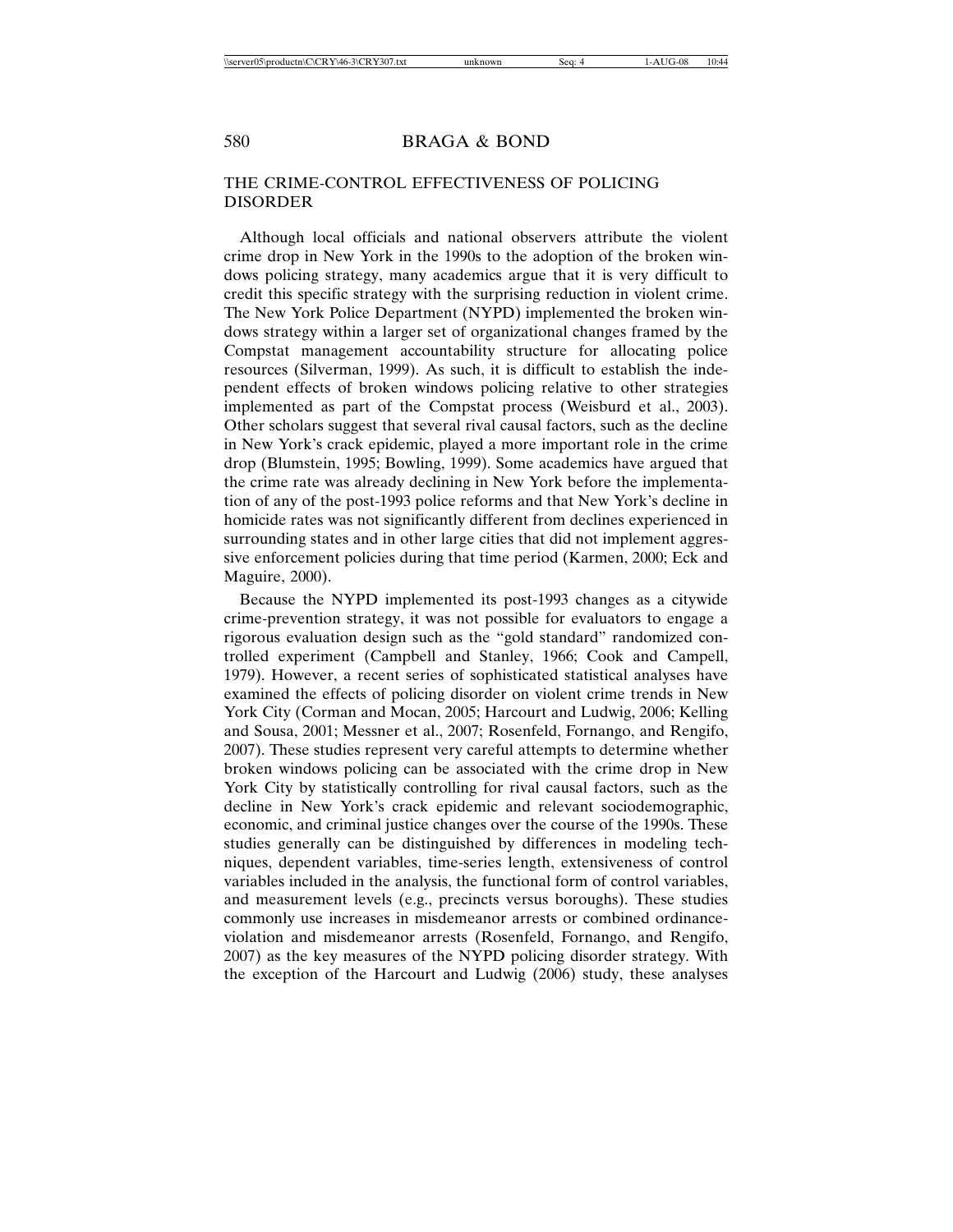## THE CRIME-CONTROL EFFECTIVENESS OF POLICING DISORDER

Although local officials and national observers attribute the violent crime drop in New York in the 1990s to the adoption of the broken windows policing strategy, many academics argue that it is very difficult to credit this specific strategy with the surprising reduction in violent crime. The New York Police Department (NYPD) implemented the broken windows strategy within a larger set of organizational changes framed by the Compstat management accountability structure for allocating police resources (Silverman, 1999). As such, it is difficult to establish the independent effects of broken windows policing relative to other strategies implemented as part of the Compstat process (Weisburd et al., 2003). Other scholars suggest that several rival causal factors, such as the decline in New York's crack epidemic, played a more important role in the crime drop (Blumstein, 1995; Bowling, 1999). Some academics have argued that the crime rate was already declining in New York before the implementation of any of the post-1993 police reforms and that New York's decline in homicide rates was not significantly different from declines experienced in surrounding states and in other large cities that did not implement aggressive enforcement policies during that time period (Karmen, 2000; Eck and Maguire, 2000).

Because the NYPD implemented its post-1993 changes as a citywide crime-prevention strategy, it was not possible for evaluators to engage a rigorous evaluation design such as the "gold standard" randomized controlled experiment (Campbell and Stanley, 1966; Cook and Campell, 1979). However, a recent series of sophisticated statistical analyses have examined the effects of policing disorder on violent crime trends in New York City (Corman and Mocan, 2005; Harcourt and Ludwig, 2006; Kelling and Sousa, 2001; Messner et al., 2007; Rosenfeld, Fornango, and Rengifo, 2007). These studies represent very careful attempts to determine whether broken windows policing can be associated with the crime drop in New York City by statistically controlling for rival causal factors, such as the decline in New York's crack epidemic and relevant sociodemographic, economic, and criminal justice changes over the course of the 1990s. These studies generally can be distinguished by differences in modeling techniques, dependent variables, time-series length, extensiveness of control variables included in the analysis, the functional form of control variables, and measurement levels (e.g., precincts versus boroughs). These studies commonly use increases in misdemeanor arrests or combined ordinance-violation and misdemeanor arrests (Rosenfeld, Fornango, and Rengifo, 2007) as the key measures of the NYPD policing disorder strategy. With the exception of the Harcourt and Ludwig (2006) study, these analyses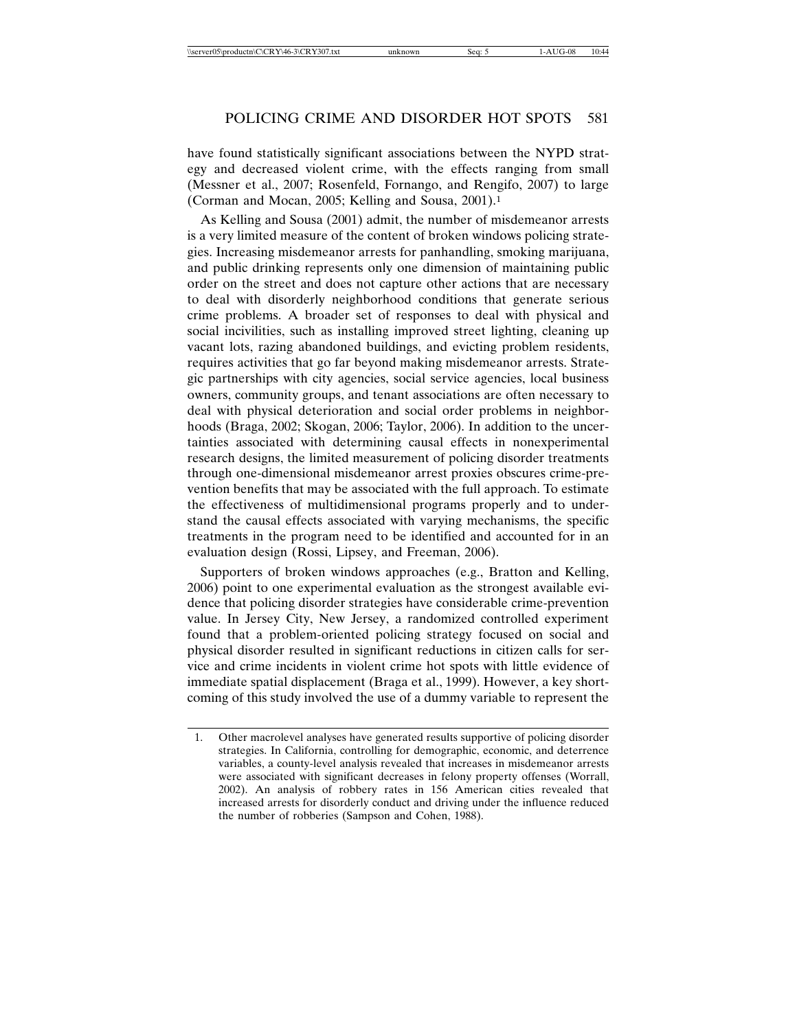have found statistically significant associations between the NYPD strategy and decreased violent crime, with the effects ranging from small (Messner et al., 2007; Rosenfeld, Fornango, and Rengifo, 2007) to large (Corman and Mocan, 2005; Kelling and Sousa, 2001).[1]

As Kelling and Sousa (2001) admit, the number of misdemeanor arrests is a very limited measure of the content of broken windows policing strategies. Increasing misdemeanor arrests for panhandling, smoking marijuana, and public drinking represents only one dimension of maintaining public order on the street and does not capture other actions that are necessary to deal with disorderly neighborhood conditions that generate serious crime problems. A broader set of responses to deal with physical and social incivilities, such as installing improved street lighting, cleaning up vacant lots, razing abandoned buildings, and evicting problem residents, requires activities that go far beyond making misdemeanor arrests. Strategic partnerships with city agencies, social service agencies, local business owners, community groups, and tenant associations are often necessary to deal with physical deterioration and social order problems in neighborhoods (Braga, 2002; Skogan, 2006; Taylor, 2006). In addition to the uncertainties associated with determining causal effects in nonexperimental research designs, the limited measurement of policing disorder treatments through one-dimensional misdemeanor arrest proxies obscures crime-prevention benefits that may be associated with the full approach. To estimate the effectiveness of multidimensional programs properly and to understand the causal effects associated with varying mechanisms, the specific treatments in the program need to be identified and accounted for in an evaluation design (Rossi, Lipsey, and Freeman, 2006).

Supporters of broken windows approaches (e.g., Bratton and Kelling, 2006) point to one experimental evaluation as the strongest available evidence that policing disorder strategies have considerable crime-prevention value. In Jersey City, New Jersey, a randomized controlled experiment found that a problem-oriented policing strategy focused on social and physical disorder resulted in significant reductions in citizen calls for service and crime incidents in violent crime hot spots with little evidence of immediate spatial displacement (Braga et al., 1999). However, a key shortcoming of this study involved the use of a dummy variable to represent the

1. Other macrolevel analyses have generated results supportive of policing disorder strategies. In California, controlling for demographic, economic, and deterrence variables, a county-level analysis revealed that increases in misdemeanor arrests were associated with significant decreases in felony property offenses (Worrall, 2002). An analysis of robbery rates in 156 American cities revealed that increased arrests for disorderly conduct and driving under the influence reduced the number of robberies (Sampson and Cohen, 1988).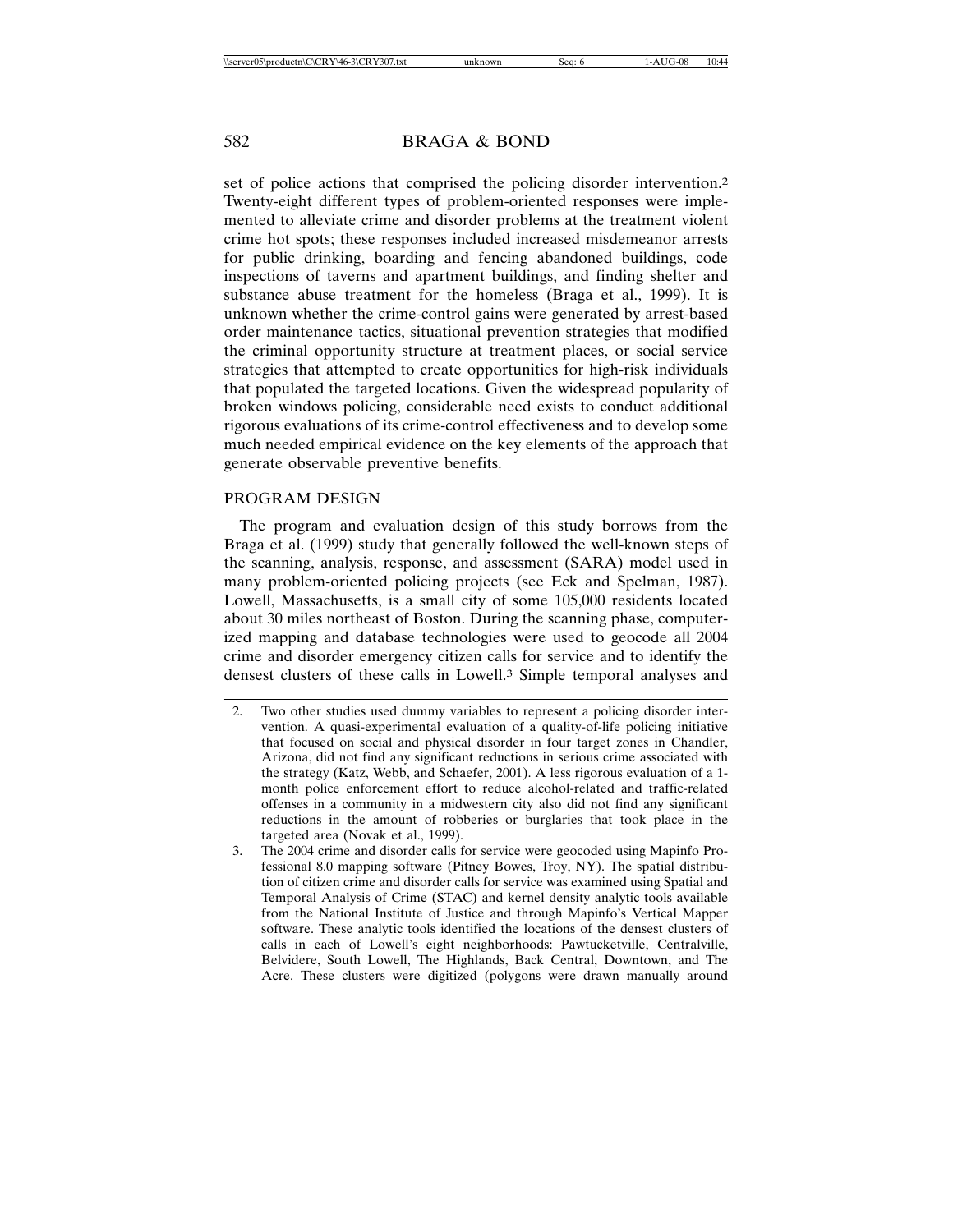set of police actions that comprised the policing disorder intervention.[2] Twenty-eight different types of problem-oriented responses were implemented to alleviate crime and disorder problems at the treatment violent crime hot spots; these responses included increased misdemeanor arrests for public drinking, boarding and fencing abandoned buildings, code inspections of taverns and apartment buildings, and finding shelter and substance abuse treatment for the homeless (Braga et al., 1999). It is unknown whether the crime-control gains were generated by arrest-based order maintenance tactics, situational prevention strategies that modified the criminal opportunity structure at treatment places, or social service strategies that attempted to create opportunities for high-risk individuals that populated the targeted locations. Given the widespread popularity of broken windows policing, considerable need exists to conduct additional rigorous evaluations of its crime-control effectiveness and to develop some much needed empirical evidence on the key elements of the approach that generate observable preventive benefits.

## PROGRAM DESIGN

The program and evaluation design of this study borrows from the Braga et al. (1999) study that generally followed the well-known steps of the scanning, analysis, response, and assessment (SARA) model used in many problem-oriented policing projects (see Eck and Spelman, 1987). Lowell, Massachusetts, is a small city of some 105,000 residents located about 30 miles northeast of Boston. During the scanning phase, computerized mapping and database technologies were used to geocode all 2004 crime and disorder emergency citizen calls for service and to identify the densest clusters of these calls in Lowell.[3] Simple temporal analyses and

2. Two other studies used dummy variables to represent a policing disorder intervention. A quasi-experimental evaluation of a quality-of-life policing initiative that focused on social and physical disorder in four target zones in Chandler, Arizona, did not find any significant reductions in serious crime associated with the strategy (Katz, Webb, and Schaefer, 2001). A less rigorous evaluation of a 1-month police enforcement effort to reduce alcohol-related and traffic-related offenses in a community in a midwestern city also did not find any significant reductions in the amount of robberies or burglaries that took place in the targeted area (Novak et al., 1999).

3. The 2004 crime and disorder calls for service were geocoded using Mapinfo Professional 8.0 mapping software (Pitney Bowes, Troy, NY). The spatial distribution of citizen crime and disorder calls for service was examined using Spatial and Temporal Analysis of Crime (STAC) and kernel density analytic tools available from the National Institute of Justice and through Mapinfo's Vertical Mapper software. These analytic tools identified the locations of the densest clusters of calls in each of Lowell's eight neighborhoods: Pawtucketville, Centralville, Belvidere, South Lowell, The Highlands, Back Central, Downtown, and The Acre. These clusters were digitized (polygons were drawn manually around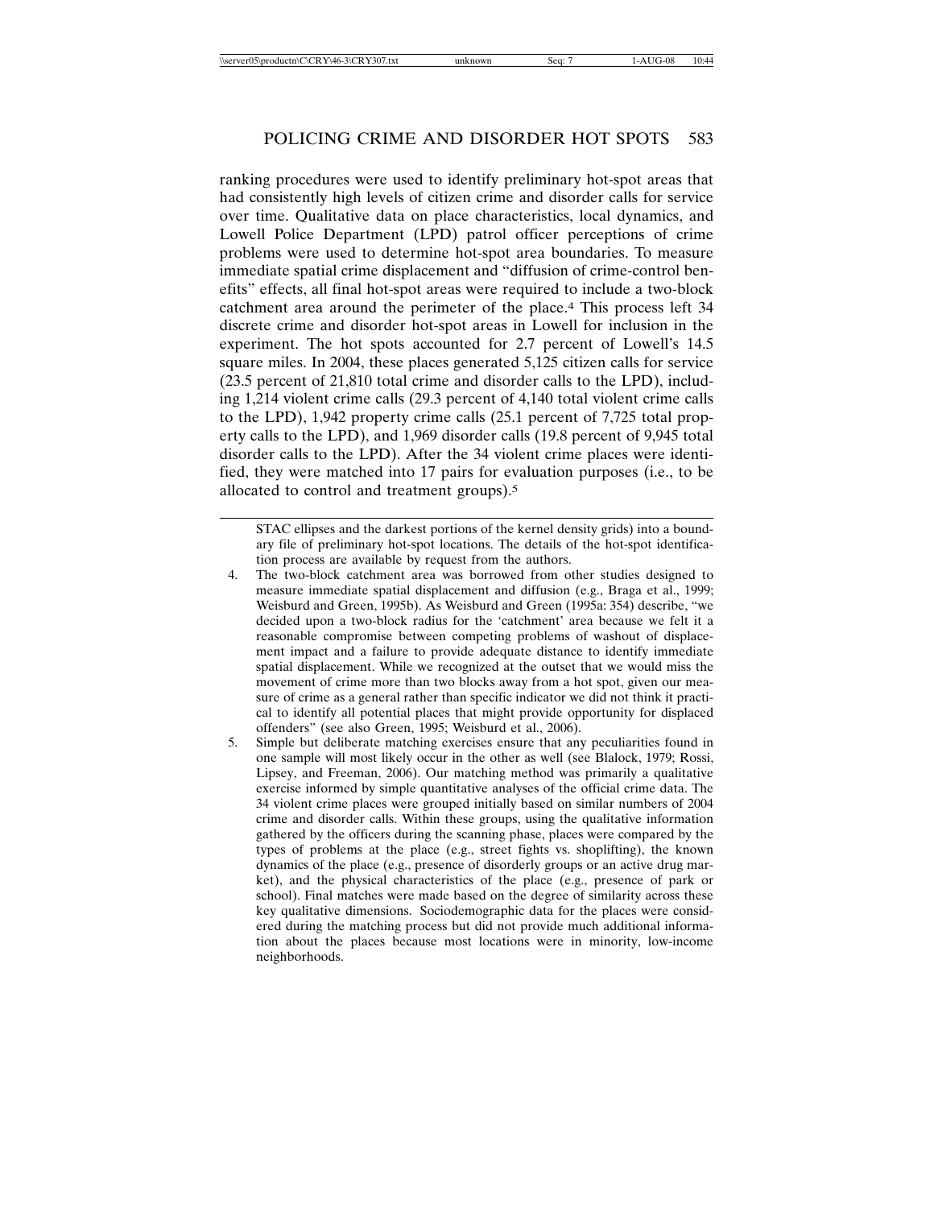ranking procedures were used to identify preliminary hot-spot areas that had consistently high levels of citizen crime and disorder calls for service over time. Qualitative data on place characteristics, local dynamics, and Lowell Police Department (LPD) patrol officer perceptions of crime problems were used to determine hot-spot area boundaries. To measure immediate spatial crime displacement and "diffusion of crime-control benefits" effects, all final hot-spot areas were required to include a two-block catchment area around the perimeter of the place.[4] This process left 34 discrete crime and disorder hot-spot areas in Lowell for inclusion in the experiment. The hot spots accounted for 2.7 percent of Lowell's 14.5 square miles. In 2004, these places generated 5,125 citizen calls for service (23.5 percent of 21,810 total crime and disorder calls to the LPD), including 1,214 violent crime calls (29.3 percent of 4,140 total violent crime calls to the LPD), 1,942 property crime calls (25.1 percent of 7,725 total property calls to the LPD), and 1,969 disorder calls (19.8 percent of 9,945 total disorder calls to the LPD). After the 34 violent crime places were identified, they were matched into 17 pairs for evaluation purposes (i.e., to be allocated to control and treatment groups).[5]

---

STAC ellipses and the darkest portions of the kernel density grids) into a boundary file of preliminary hot-spot locations. The details of the hot-spot identification process are available by request from the authors.

4. The two-block catchment area was borrowed from other studies designed to measure immediate spatial displacement and diffusion (e.g., Braga et al., 1999; Weisburd and Green, 1995b). As Weisburd and Green (1995a: 354) describe, "we decided upon a two-block radius for the 'catchment' area because we felt it a reasonable compromise between competing problems of washout of displacement impact and a failure to provide adequate distance to identify immediate spatial displacement. While we recognized at the outset that we would miss the movement of crime more than two blocks away from a hot spot, given our measure of crime as a general rather than specific indicator we did not think it practical to identify all potential places that might provide opportunity for displaced offenders" (see also Green, 1995; Weisburd et al., 2006).

5. Simple but deliberate matching exercises ensure that any peculiarities found in one sample will most likely occur in the other as well (see Blalock, 1979; Rossi, Lipsey, and Freeman, 2006). Our matching method was primarily a qualitative exercise informed by simple quantitative analyses of the official crime data. The 34 violent crime places were grouped initially based on similar numbers of 2004 crime and disorder calls. Within these groups, using the qualitative information gathered by the officers during the scanning phase, places were compared by the types of problems at the place (e.g., street fights vs. shoplifting), the known dynamics of the place (e.g., presence of disorderly groups or an active drug market), and the physical characteristics of the place (e.g., presence of park or school). Final matches were made based on the degree of similarity across these key qualitative dimensions. Sociodemographic data for the places were considered during the matching process but did not provide much additional information about the places because most locations were in minority, low-income neighborhoods.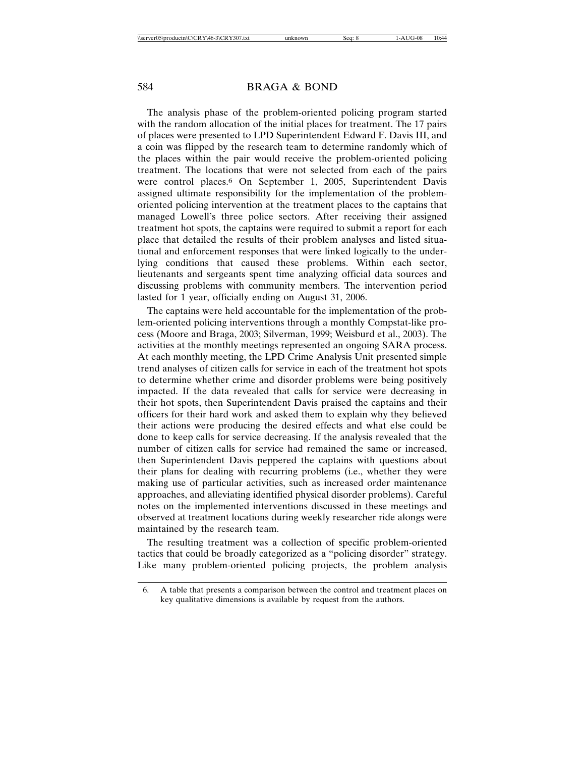The analysis phase of the problem-oriented policing program started with the random allocation of the initial places for treatment. The 17 pairs of places were presented to LPD Superintendent Edward F. Davis III, and a coin was flipped by the research team to determine randomly which of the places within the pair would receive the problem-oriented policing treatment. The locations that were not selected from each of the pairs were control places.[6] On September 1, 2005, Superintendent Davis assigned ultimate responsibility for the implementation of the problem-oriented policing intervention at the treatment places to the captains that managed Lowell's three police sectors. After receiving their assigned treatment hot spots, the captains were required to submit a report for each place that detailed the results of their problem analyses and listed situational and enforcement responses that were linked logically to the underlying conditions that caused these problems. Within each sector, lieutenants and sergeants spent time analyzing official data sources and discussing problems with community members. The intervention period lasted for 1 year, officially ending on August 31, 2006.

The captains were held accountable for the implementation of the problem-oriented policing interventions through a monthly Compstat-like process (Moore and Braga, 2003; Silverman, 1999; Weisburd et al., 2003). The activities at the monthly meetings represented an ongoing SARA process. At each monthly meeting, the LPD Crime Analysis Unit presented simple trend analyses of citizen calls for service in each of the treatment hot spots to determine whether crime and disorder problems were being positively impacted. If the data revealed that calls for service were decreasing in their hot spots, then Superintendent Davis praised the captains and their officers for their hard work and asked them to explain why they believed their actions were producing the desired effects and what else could be done to keep calls for service decreasing. If the analysis revealed that the number of citizen calls for service had remained the same or increased, then Superintendent Davis peppered the captains with questions about their plans for dealing with recurring problems (i.e., whether they were making use of particular activities, such as increased order maintenance approaches, and alleviating identified physical disorder problems). Careful notes on the implemented interventions discussed in these meetings and observed at treatment locations during weekly researcher ride alongs were maintained by the research team.

The resulting treatment was a collection of specific problem-oriented tactics that could be broadly categorized as a "policing disorder" strategy. Like many problem-oriented policing projects, the problem analysis

6. A table that presents a comparison between the control and treatment places on key qualitative dimensions is available by request from the authors.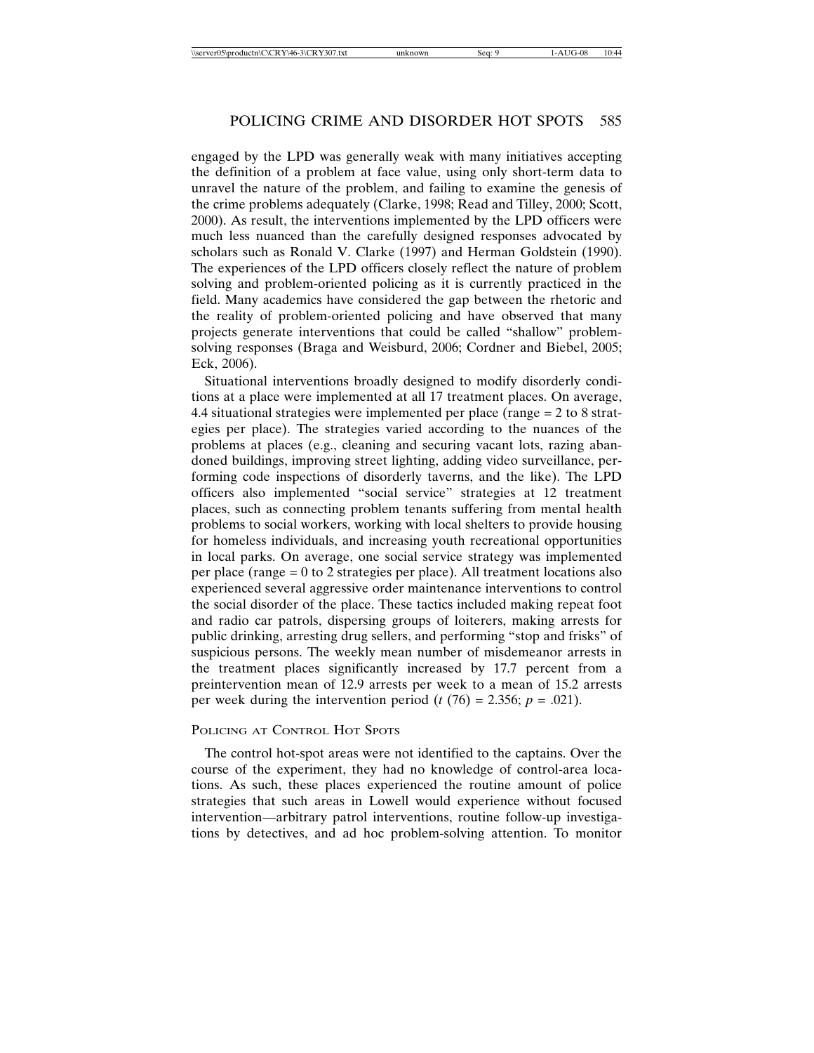engaged by the LPD was generally weak with many initiatives accepting the definition of a problem at face value, using only short-term data to unravel the nature of the problem, and failing to examine the genesis of the crime problems adequately (Clarke, 1998; Read and Tilley, 2000; Scott, 2000). As result, the interventions implemented by the LPD officers were much less nuanced than the carefully designed responses advocated by scholars such as Ronald V. Clarke (1997) and Herman Goldstein (1990). The experiences of the LPD officers closely reflect the nature of problem solving and problem-oriented policing as it is currently practiced in the field. Many academics have considered the gap between the rhetoric and the reality of problem-oriented policing and have observed that many projects generate interventions that could be called "shallow" problem-solving responses (Braga and Weisburd, 2006; Cordner and Biebel, 2005; Eck, 2006).

Situational interventions broadly designed to modify disorderly conditions at a place were implemented at all 17 treatment places. On average, 4.4 situational strategies were implemented per place (range = 2 to 8 strategies per place). The strategies varied according to the nuances of the problems at places (e.g., cleaning and securing vacant lots, razing abandoned buildings, improving street lighting, adding video surveillance, performing code inspections of disorderly taverns, and the like). The LPD officers also implemented "social service" strategies at 12 treatment places, such as connecting problem tenants suffering from mental health problems to social workers, working with local shelters to provide housing for homeless individuals, and increasing youth recreational opportunities in local parks. On average, one social service strategy was implemented per place (range = 0 to 2 strategies per place). All treatment locations also experienced several aggressive order maintenance interventions to control the social disorder of the place. These tactics included making repeat foot and radio car patrols, dispersing groups of loiterers, making arrests for public drinking, arresting drug sellers, and performing "stop and frisks" of suspicious persons. The weekly mean number of misdemeanor arrests in the treatment places significantly increased by 17.7 percent from a preintervention mean of 12.9 arrests per week to a mean of 15.2 arrests per week during the intervention period ($t$ (76) = 2.356; $p$ = .021).

### Policing at Control Hot Spots

The control hot-spot areas were not identified to the captains. Over the course of the experiment, they had no knowledge of control-area locations. As such, these places experienced the routine amount of police strategies that such areas in Lowell would experience without focused intervention—arbitrary patrol interventions, routine follow-up investigations by detectives, and ad hoc problem-solving attention. To monitor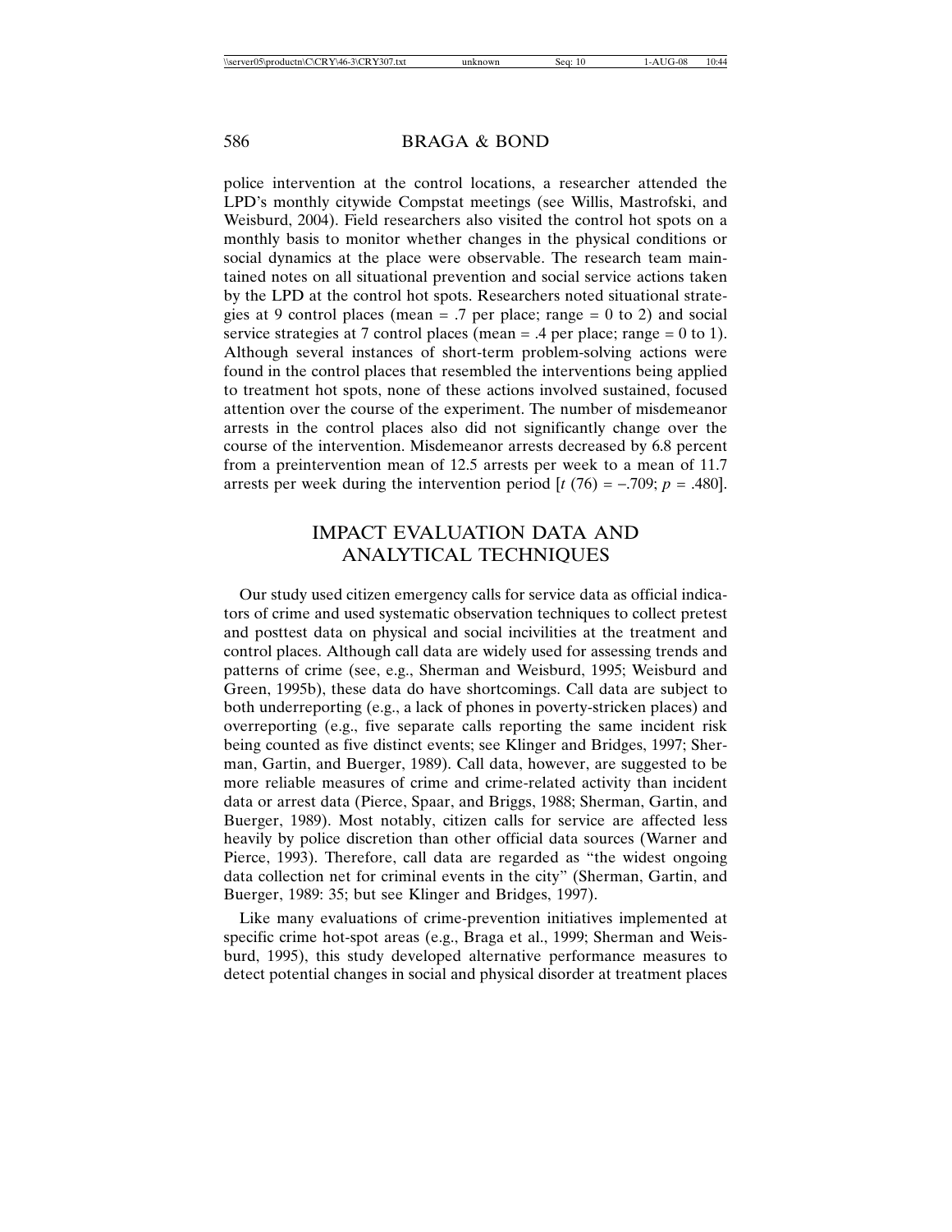police intervention at the control locations, a researcher attended the LPD's monthly citywide Compstat meetings (see Willis, Mastrofski, and Weisburd, 2004). Field researchers also visited the control hot spots on a monthly basis to monitor whether changes in the physical conditions or social dynamics at the place were observable. The research team maintained notes on all situational prevention and social service actions taken by the LPD at the control hot spots. Researchers noted situational strategies at 9 control places (mean = .7 per place; range = 0 to 2) and social service strategies at 7 control places (mean = .4 per place; range = 0 to 1). Although several instances of short-term problem-solving actions were found in the control places that resembled the interventions being applied to treatment hot spots, none of these actions involved sustained, focused attention over the course of the experiment. The number of misdemeanor arrests in the control places also did not significantly change over the course of the intervention. Misdemeanor arrests decreased by 6.8 percent from a preintervention mean of 12.5 arrests per week to a mean of 11.7 arrests per week during the intervention period [$t$ (76) = −.709; $p$ = .480].

## IMPACT EVALUATION DATA AND ANALYTICAL TECHNIQUES

Our study used citizen emergency calls for service data as official indicators of crime and used systematic observation techniques to collect pretest and posttest data on physical and social incivilities at the treatment and control places. Although call data are widely used for assessing trends and patterns of crime (see, e.g., Sherman and Weisburd, 1995; Weisburd and Green, 1995b), these data do have shortcomings. Call data are subject to both underreporting (e.g., a lack of phones in poverty-stricken places) and overreporting (e.g., five separate calls reporting the same incident risk being counted as five distinct events; see Klinger and Bridges, 1997; Sherman, Gartin, and Buerger, 1989). Call data, however, are suggested to be more reliable measures of crime and crime-related activity than incident data or arrest data (Pierce, Spaar, and Briggs, 1988; Sherman, Gartin, and Buerger, 1989). Most notably, citizen calls for service are affected less heavily by police discretion than other official data sources (Warner and Pierce, 1993). Therefore, call data are regarded as "the widest ongoing data collection net for criminal events in the city" (Sherman, Gartin, and Buerger, 1989: 35; but see Klinger and Bridges, 1997).

Like many evaluations of crime-prevention initiatives implemented at specific crime hot-spot areas (e.g., Braga et al., 1999; Sherman and Weisburd, 1995), this study developed alternative performance measures to detect potential changes in social and physical disorder at treatment places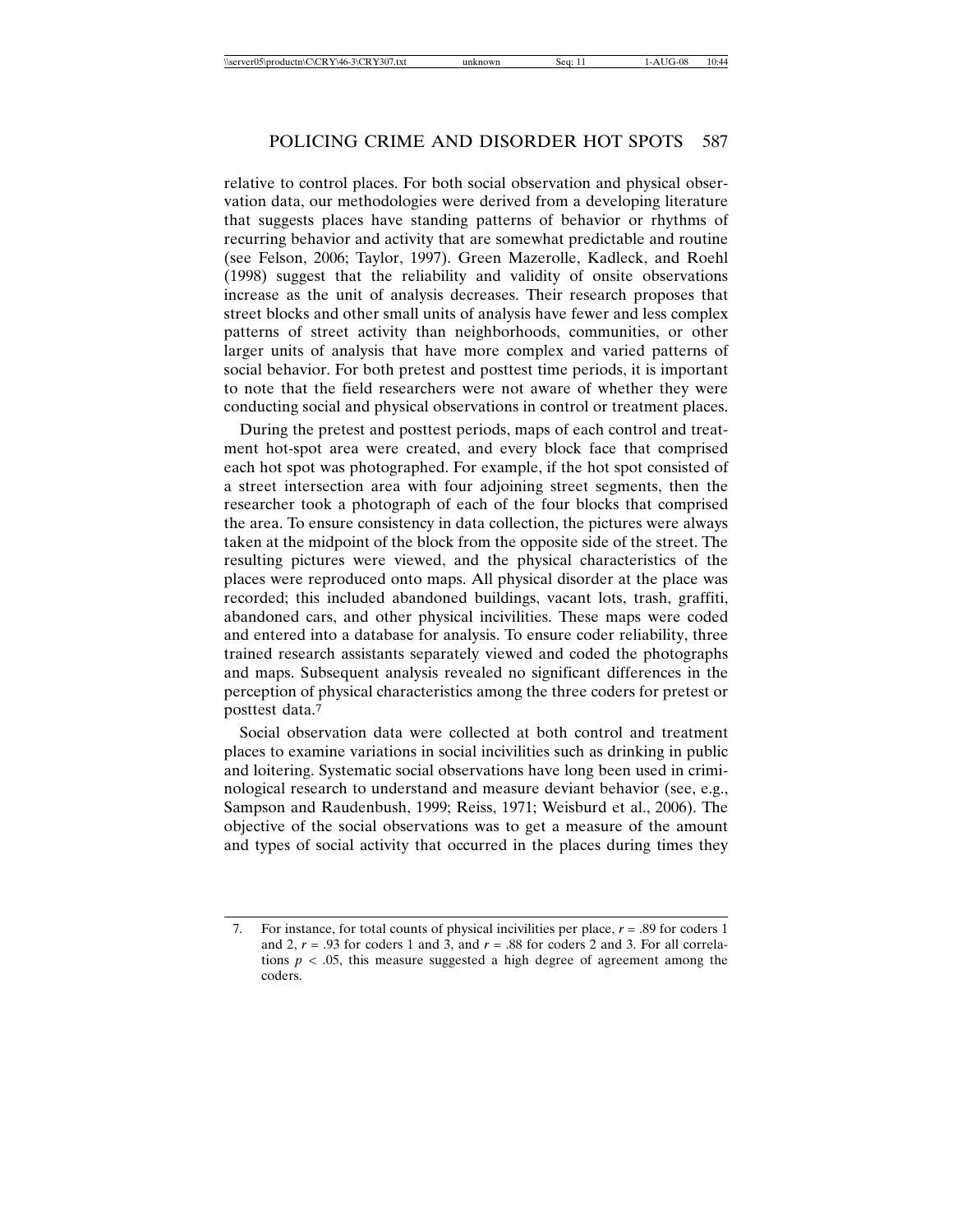relative to control places. For both social observation and physical observation data, our methodologies were derived from a developing literature that suggests places have standing patterns of behavior or rhythms of recurring behavior and activity that are somewhat predictable and routine (see Felson, 2006; Taylor, 1997). Green Mazerolle, Kadleck, and Roehl (1998) suggest that the reliability and validity of onsite observations increase as the unit of analysis decreases. Their research proposes that street blocks and other small units of analysis have fewer and less complex patterns of street activity than neighborhoods, communities, or other larger units of analysis that have more complex and varied patterns of social behavior. For both pretest and posttest time periods, it is important to note that the field researchers were not aware of whether they were conducting social and physical observations in control or treatment places.

During the pretest and posttest periods, maps of each control and treatment hot-spot area were created, and every block face that comprised each hot spot was photographed. For example, if the hot spot consisted of a street intersection area with four adjoining street segments, then the researcher took a photograph of each of the four blocks that comprised the area. To ensure consistency in data collection, the pictures were always taken at the midpoint of the block from the opposite side of the street. The resulting pictures were viewed, and the physical characteristics of the places were reproduced onto maps. All physical disorder at the place was recorded; this included abandoned buildings, vacant lots, trash, graffiti, abandoned cars, and other physical incivilities. These maps were coded and entered into a database for analysis. To ensure coder reliability, three trained research assistants separately viewed and coded the photographs and maps. Subsequent analysis revealed no significant differences in the perception of physical characteristics among the three coders for pretest or posttest data.[7]

Social observation data were collected at both control and treatment places to examine variations in social incivilities such as drinking in public and loitering. Systematic social observations have long been used in criminological research to understand and measure deviant behavior (see, e.g., Sampson and Raudenbush, 1999; Reiss, 1971; Weisburd et al., 2006). The objective of the social observations was to get a measure of the amount and types of social activity that occurred in the places during times they

---

7. For instance, for total counts of physical incivilities per place, $r = .89$ for coders 1 and 2, $r = .93$ for coders 1 and 3, and $r = .88$ for coders 2 and 3. For all correlations $p < .05$, this measure suggested a high degree of agreement among the coders.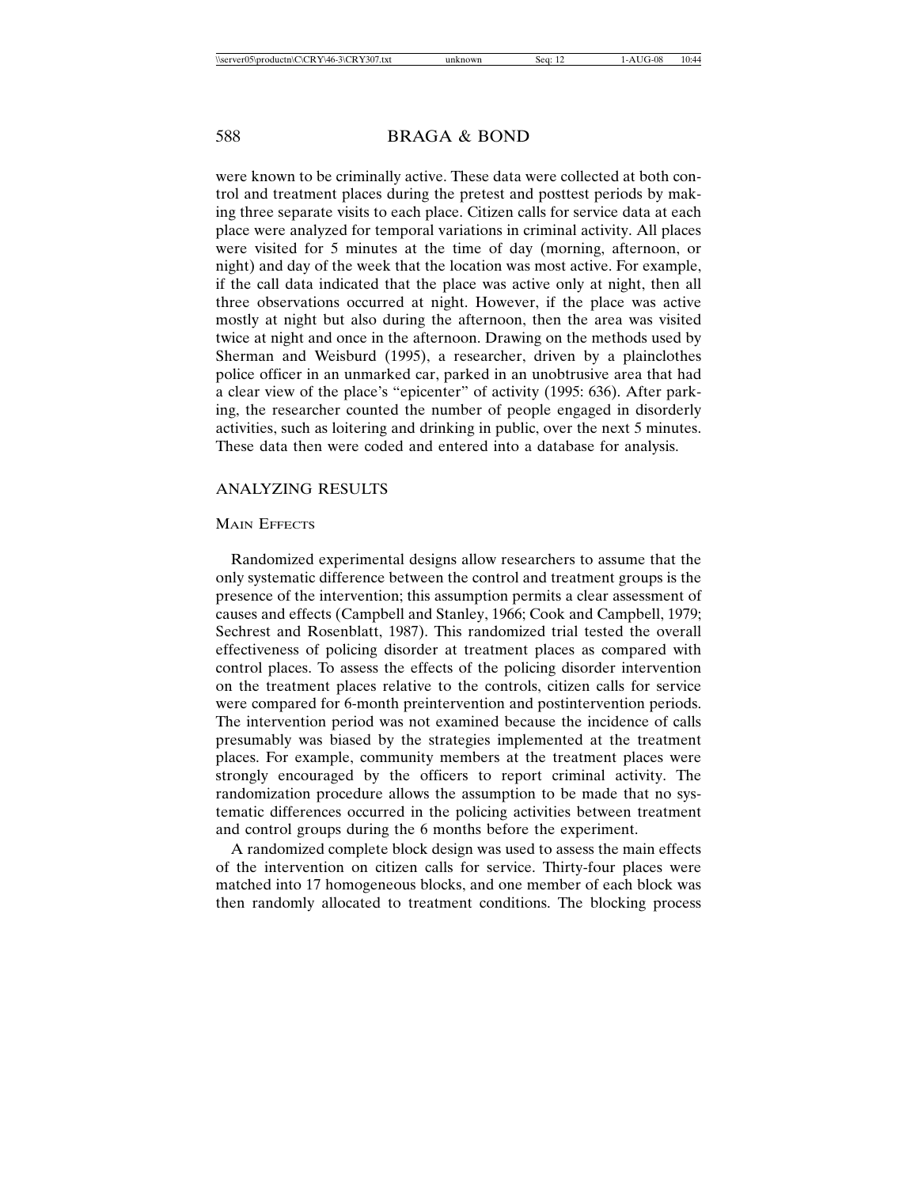were known to be criminally active. These data were collected at both control and treatment places during the pretest and posttest periods by making three separate visits to each place. Citizen calls for service data at each place were analyzed for temporal variations in criminal activity. All places were visited for 5 minutes at the time of day (morning, afternoon, or night) and day of the week that the location was most active. For example, if the call data indicated that the place was active only at night, then all three observations occurred at night. However, if the place was active mostly at night but also during the afternoon, then the area was visited twice at night and once in the afternoon. Drawing on the methods used by Sherman and Weisburd (1995), a researcher, driven by a plainclothes police officer in an unmarked car, parked in an unobtrusive area that had a clear view of the place's "epicenter" of activity (1995: 636). After parking, the researcher counted the number of people engaged in disorderly activities, such as loitering and drinking in public, over the next 5 minutes. These data then were coded and entered into a database for analysis.

## ANALYZING RESULTS

### MAIN EFFECTS

Randomized experimental designs allow researchers to assume that the only systematic difference between the control and treatment groups is the presence of the intervention; this assumption permits a clear assessment of causes and effects (Campbell and Stanley, 1966; Cook and Campbell, 1979; Sechrest and Rosenblatt, 1987). This randomized trial tested the overall effectiveness of policing disorder at treatment places as compared with control places. To assess the effects of the policing disorder intervention on the treatment places relative to the controls, citizen calls for service were compared for 6-month preintervention and postintervention periods. The intervention period was not examined because the incidence of calls presumably was biased by the strategies implemented at the treatment places. For example, community members at the treatment places were strongly encouraged by the officers to report criminal activity. The randomization procedure allows the assumption to be made that no systematic differences occurred in the policing activities between treatment and control groups during the 6 months before the experiment.

A randomized complete block design was used to assess the main effects of the intervention on citizen calls for service. Thirty-four places were matched into 17 homogeneous blocks, and one member of each block was then randomly allocated to treatment conditions. The blocking process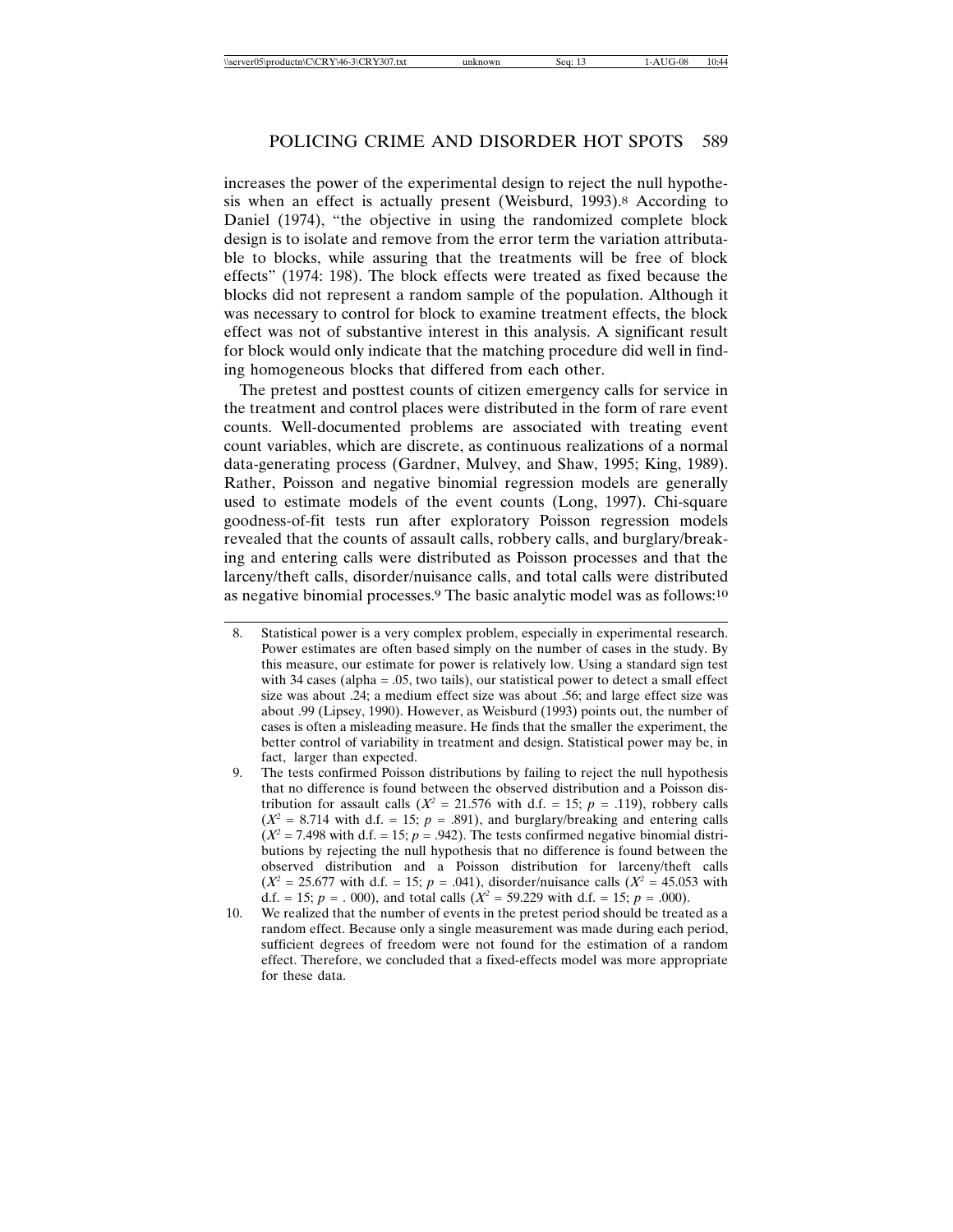increases the power of the experimental design to reject the null hypothesis when an effect is actually present (Weisburd, 1993).[8] According to Daniel (1974), "the objective in using the randomized complete block design is to isolate and remove from the error term the variation attributable to blocks, while assuring that the treatments will be free of block effects" (1974: 198). The block effects were treated as fixed because the blocks did not represent a random sample of the population. Although it was necessary to control for block to examine treatment effects, the block effect was not of substantive interest in this analysis. A significant result for block would only indicate that the matching procedure did well in finding homogeneous blocks that differed from each other.

The pretest and posttest counts of citizen emergency calls for service in the treatment and control places were distributed in the form of rare event counts. Well-documented problems are associated with treating event count variables, which are discrete, as continuous realizations of a normal data-generating process (Gardner, Mulvey, and Shaw, 1995; King, 1989). Rather, Poisson and negative binomial regression models are generally used to estimate models of the event counts (Long, 1997). Chi-square goodness-of-fit tests run after exploratory Poisson regression models revealed that the counts of assault calls, robbery calls, and burglary/breaking and entering calls were distributed as Poisson processes and that the larceny/theft calls, disorder/nuisance calls, and total calls were distributed as negative binomial processes.[9] The basic analytic model was as follows:[10]

---

8. Statistical power is a very complex problem, especially in experimental research. Power estimates are often based simply on the number of cases in the study. By this measure, our estimate for power is relatively low. Using a standard sign test with 34 cases (alpha = .05, two tails), our statistical power to detect a small effect size was about .24; a medium effect size was about .56; and large effect size was about .99 (Lipsey, 1990). However, as Weisburd (1993) points out, the number of cases is often a misleading measure. He finds that the smaller the experiment, the better control of variability in treatment and design. Statistical power may be, in fact, larger than expected.

9. The tests confirmed Poisson distributions by failing to reject the null hypothesis that no difference is found between the observed distribution and a Poisson distribution for assault calls ($X^2$ = 21.576 with d.f. = 15; $p$ = .119), robbery calls ($X^2$ = 8.714 with d.f. = 15; $p$ = .891), and burglary/breaking and entering calls ($X^2$ = 7.498 with d.f. = 15; $p$ = .942). The tests confirmed negative binomial distributions by rejecting the null hypothesis that no difference is found between the observed distribution and a Poisson distribution for larceny/theft calls ($X^2$ = 25.677 with d.f. = 15; $p$ = .041), disorder/nuisance calls ($X^2$ = 45.053 with d.f. = 15; $p$ = . 000), and total calls ($X^2$ = 59.229 with d.f. = 15; $p$ = .000).

10. We realized that the number of events in the pretest period should be treated as a random effect. Because only a single measurement was made during each period, sufficient degrees of freedom were not found for the estimation of a random effect. Therefore, we concluded that a fixed-effects model was more appropriate for these data.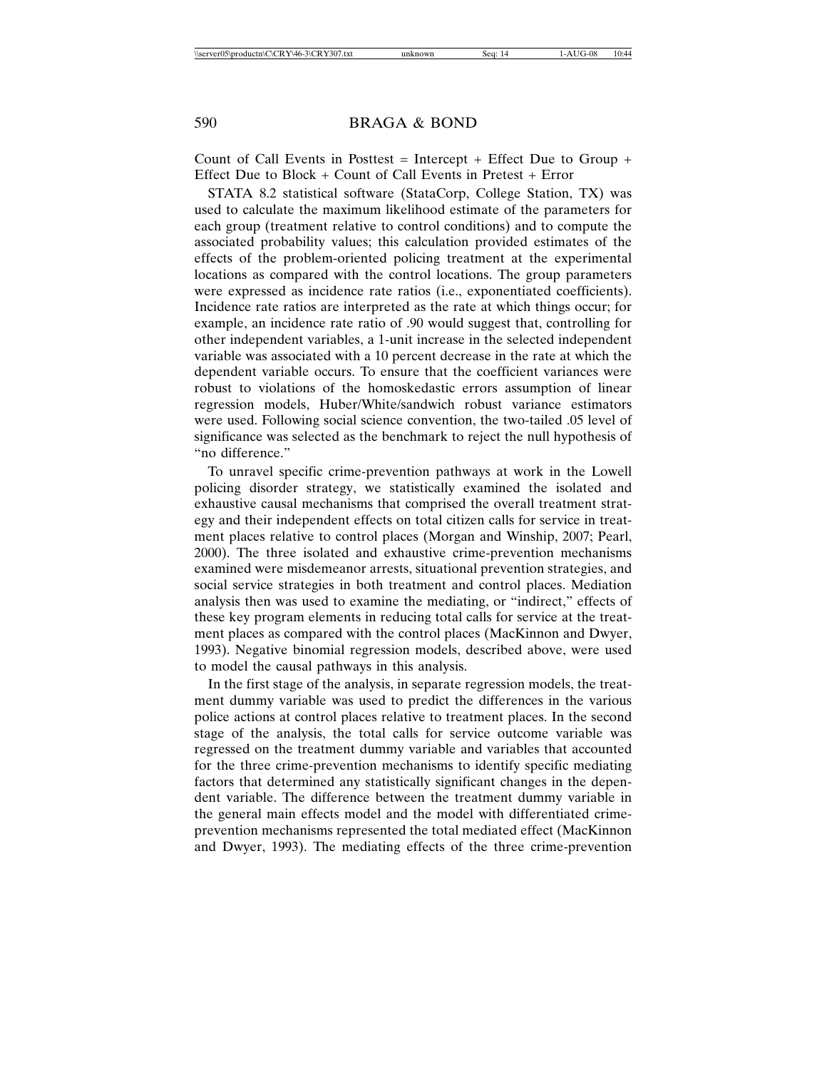Count of Call Events in Posttest = Intercept + Effect Due to Group + Effect Due to Block + Count of Call Events in Pretest + Error

STATA 8.2 statistical software (StataCorp, College Station, TX) was used to calculate the maximum likelihood estimate of the parameters for each group (treatment relative to control conditions) and to compute the associated probability values; this calculation provided estimates of the effects of the problem-oriented policing treatment at the experimental locations as compared with the control locations. The group parameters were expressed as incidence rate ratios (i.e., exponentiated coefficients). Incidence rate ratios are interpreted as the rate at which things occur; for example, an incidence rate ratio of .90 would suggest that, controlling for other independent variables, a 1-unit increase in the selected independent variable was associated with a 10 percent decrease in the rate at which the dependent variable occurs. To ensure that the coefficient variances were robust to violations of the homoskedastic errors assumption of linear regression models, Huber/White/sandwich robust variance estimators were used. Following social science convention, the two-tailed .05 level of significance was selected as the benchmark to reject the null hypothesis of "no difference."

To unravel specific crime-prevention pathways at work in the Lowell policing disorder strategy, we statistically examined the isolated and exhaustive causal mechanisms that comprised the overall treatment strategy and their independent effects on total citizen calls for service in treatment places relative to control places (Morgan and Winship, 2007; Pearl, 2000). The three isolated and exhaustive crime-prevention mechanisms examined were misdemeanor arrests, situational prevention strategies, and social service strategies in both treatment and control places. Mediation analysis then was used to examine the mediating, or "indirect," effects of these key program elements in reducing total calls for service at the treatment places as compared with the control places (MacKinnon and Dwyer, 1993). Negative binomial regression models, described above, were used to model the causal pathways in this analysis.

In the first stage of the analysis, in separate regression models, the treatment dummy variable was used to predict the differences in the various police actions at control places relative to treatment places. In the second stage of the analysis, the total calls for service outcome variable was regressed on the treatment dummy variable and variables that accounted for the three crime-prevention mechanisms to identify specific mediating factors that determined any statistically significant changes in the dependent variable. The difference between the treatment dummy variable in the general main effects model and the model with differentiated crime-prevention mechanisms represented the total mediated effect (MacKinnon and Dwyer, 1993). The mediating effects of the three crime-prevention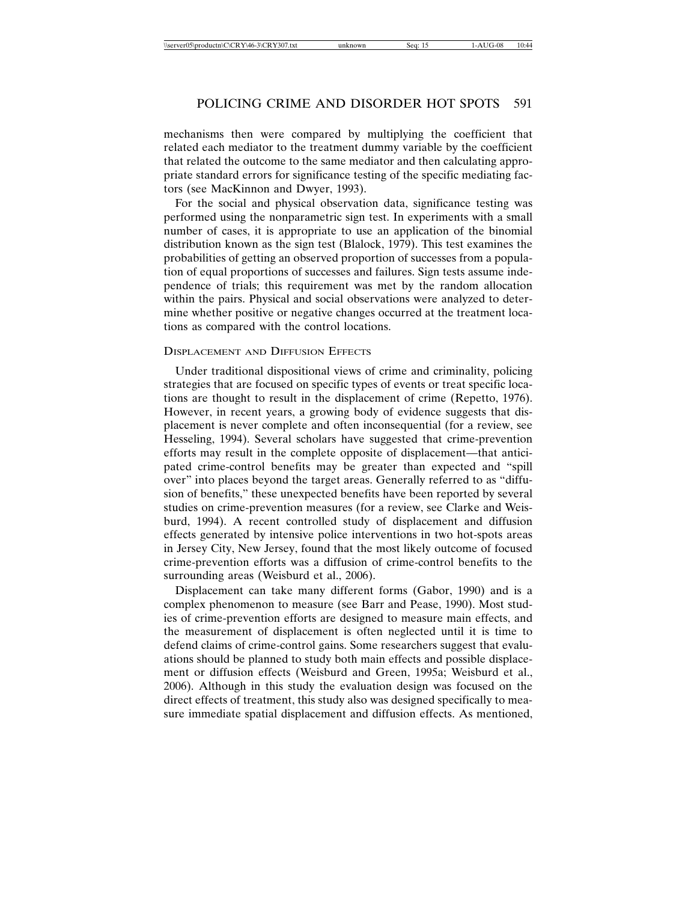mechanisms then were compared by multiplying the coefficient that related each mediator to the treatment dummy variable by the coefficient that related the outcome to the same mediator and then calculating appropriate standard errors for significance testing of the specific mediating factors (see MacKinnon and Dwyer, 1993).

For the social and physical observation data, significance testing was performed using the nonparametric sign test. In experiments with a small number of cases, it is appropriate to use an application of the binomial distribution known as the sign test (Blalock, 1979). This test examines the probabilities of getting an observed proportion of successes from a population of equal proportions of successes and failures. Sign tests assume independence of trials; this requirement was met by the random allocation within the pairs. Physical and social observations were analyzed to determine whether positive or negative changes occurred at the treatment locations as compared with the control locations.

### Displacement and Diffusion Effects

Under traditional dispositional views of crime and criminality, policing strategies that are focused on specific types of events or treat specific locations are thought to result in the displacement of crime (Repetto, 1976). However, in recent years, a growing body of evidence suggests that displacement is never complete and often inconsequential (for a review, see Hesseling, 1994). Several scholars have suggested that crime-prevention efforts may result in the complete opposite of displacement—that anticipated crime-control benefits may be greater than expected and "spill over" into places beyond the target areas. Generally referred to as "diffusion of benefits," these unexpected benefits have been reported by several studies on crime-prevention measures (for a review, see Clarke and Weisburd, 1994). A recent controlled study of displacement and diffusion effects generated by intensive police interventions in two hot-spots areas in Jersey City, New Jersey, found that the most likely outcome of focused crime-prevention efforts was a diffusion of crime-control benefits to the surrounding areas (Weisburd et al., 2006).

Displacement can take many different forms (Gabor, 1990) and is a complex phenomenon to measure (see Barr and Pease, 1990). Most studies of crime-prevention efforts are designed to measure main effects, and the measurement of displacement is often neglected until it is time to defend claims of crime-control gains. Some researchers suggest that evaluations should be planned to study both main effects and possible displacement or diffusion effects (Weisburd and Green, 1995a; Weisburd et al., 2006). Although in this study the evaluation design was focused on the direct effects of treatment, this study also was designed specifically to measure immediate spatial displacement and diffusion effects. As mentioned,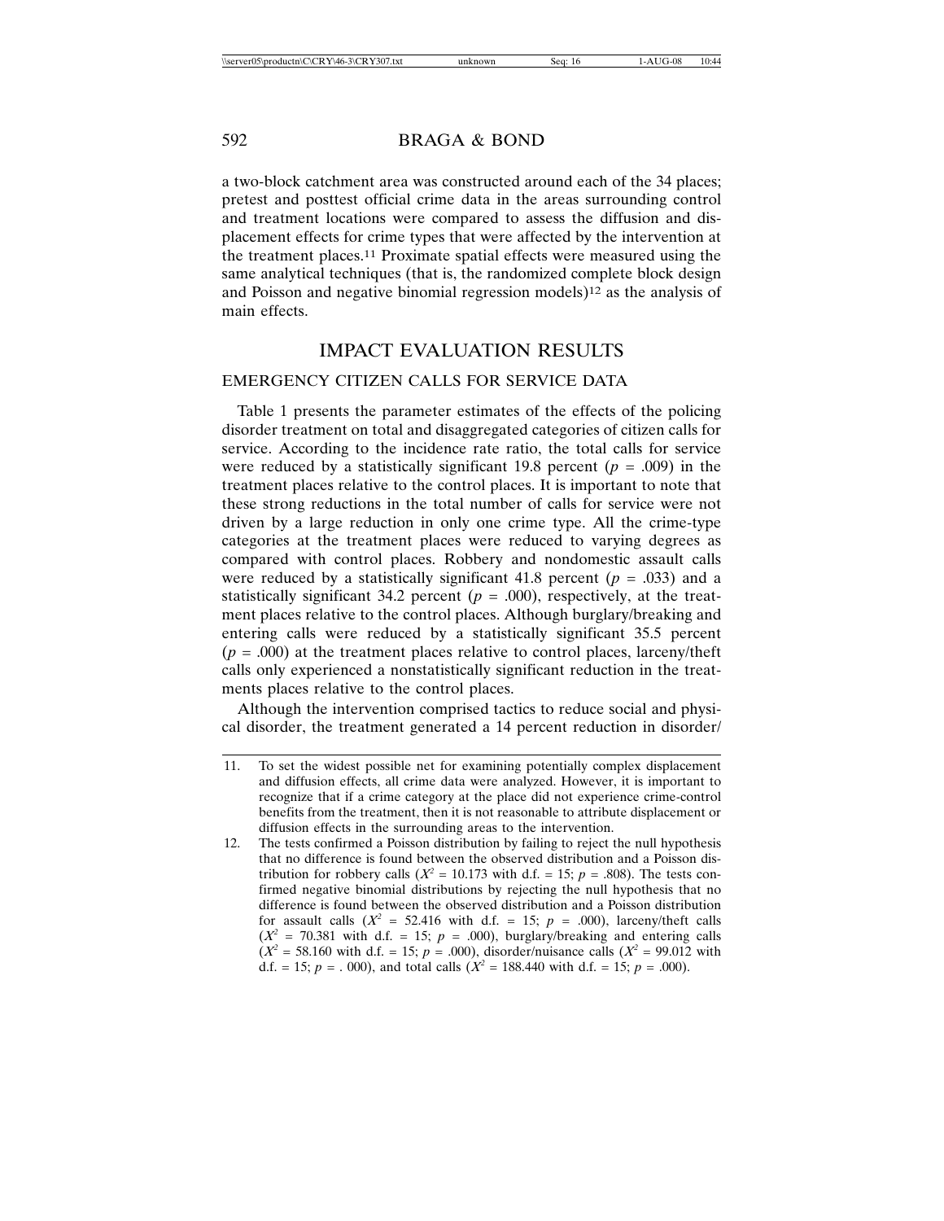a two-block catchment area was constructed around each of the 34 places; pretest and posttest official crime data in the areas surrounding control and treatment locations were compared to assess the diffusion and displacement effects for crime types that were affected by the intervention at the treatment places.[11] Proximate spatial effects were measured using the same analytical techniques (that is, the randomized complete block design and Poisson and negative binomial regression models)[12] as the analysis of main effects.

## IMPACT EVALUATION RESULTS

### EMERGENCY CITIZEN CALLS FOR SERVICE DATA

Table 1 presents the parameter estimates of the effects of the policing disorder treatment on total and disaggregated categories of citizen calls for service. According to the incidence rate ratio, the total calls for service were reduced by a statistically significant 19.8 percent ($p$ = .009) in the treatment places relative to the control places. It is important to note that these strong reductions in the total number of calls for service were not driven by a large reduction in only one crime type. All the crime-type categories at the treatment places were reduced to varying degrees as compared with control places. Robbery and nondomestic assault calls were reduced by a statistically significant 41.8 percent ($p$ = .033) and a statistically significant 34.2 percent ($p$ = .000), respectively, at the treatment places relative to the control places. Although burglary/breaking and entering calls were reduced by a statistically significant 35.5 percent ($p$ = .000) at the treatment places relative to control places, larceny/theft calls only experienced a nonstatistically significant reduction in the treatments places relative to the control places.

Although the intervention comprised tactics to reduce social and physical disorder, the treatment generated a 14 percent reduction in disorder/

---

11. To set the widest possible net for examining potentially complex displacement and diffusion effects, all crime data were analyzed. However, it is important to recognize that if a crime category at the place did not experience crime-control benefits from the treatment, then it is not reasonable to attribute displacement or diffusion effects in the surrounding areas to the intervention.
12. The tests confirmed a Poisson distribution by failing to reject the null hypothesis that no difference is found between the observed distribution and a Poisson distribution for robbery calls ($X^2$ = 10.173 with d.f. = 15; $p$ = .808). The tests confirmed negative binomial distributions by rejecting the null hypothesis that no difference is found between the observed distribution and a Poisson distribution for assault calls ($X^2$ = 52.416 with d.f. = 15; $p$ = .000), larceny/theft calls ($X^2$ = 70.381 with d.f. = 15; $p$ = .000), burglary/breaking and entering calls ($X^2$ = 58.160 with d.f. = 15; $p$ = .000), disorder/nuisance calls ($X^2$ = 99.012 with d.f. = 15; $p$ = . 000), and total calls ($X^2$ = 188.440 with d.f. = 15; $p$ = .000).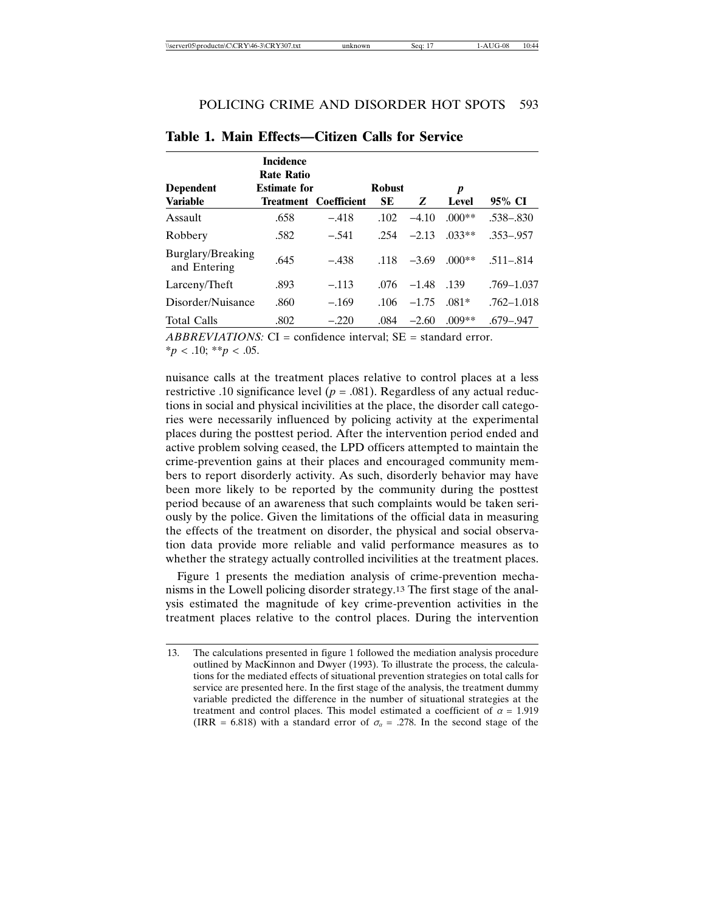**Table 1. Main Effects—Citizen Calls for Service**

| Dependent Variable | Incidence Rate Ratio Estimate for Treatment | Coefficient | Robust SE | Z | *p* Level | 95% CI |
|---|---|---|---|---|---|---|
| Assault | .658 | −.418 | .102 | −4.10 | .000** | .538–.830 |
| Robbery | .582 | −.541 | .254 | −2.13 | .033** | .353–.957 |
| Burglary/Breaking and Entering | .645 | −.438 | .118 | −3.69 | .000** | .511–.814 |
| Larceny/Theft | .893 | −.113 | .076 | −1.48 | .139 | .769–1.037 |
| Disorder/Nuisance | .860 | −.169 | .106 | −1.75 | .081* | .762–1.018 |
| Total Calls | .802 | −.220 | .084 | −2.60 | .009** | .679–.947 |

*ABBREVIATIONS:* CI = confidence interval; SE = standard error.
\*$p < .10$; \*\*$p < .05$.

nuisance calls at the treatment places relative to control places at a less restrictive .10 significance level ($p = .081$). Regardless of any actual reductions in social and physical incivilities at the place, the disorder call categories were necessarily influenced by policing activity at the experimental places during the posttest period. After the intervention period ended and active problem solving ceased, the LPD officers attempted to maintain the crime-prevention gains at their places and encouraged community members to report disorderly activity. As such, disorderly behavior may have been more likely to be reported by the community during the posttest period because of an awareness that such complaints would be taken seriously by the police. Given the limitations of the official data in measuring the effects of the treatment on disorder, the physical and social observation data provide more reliable and valid performance measures as to whether the strategy actually controlled incivilities at the treatment places.

Figure 1 presents the mediation analysis of crime-prevention mechanisms in the Lowell policing disorder strategy.[13] The first stage of the analysis estimated the magnitude of key crime-prevention activities in the treatment places relative to the control places. During the intervention

13. The calculations presented in figure 1 followed the mediation analysis procedure outlined by MacKinnon and Dwyer (1993). To illustrate the process, the calculations for the mediated effects of situational prevention strategies on total calls for service are presented here. In the first stage of the analysis, the treatment dummy variable predicted the difference in the number of situational strategies at the treatment and control places. This model estimated a coefficient of $\alpha = 1.919$ (IRR = 6.818) with a standard error of $\sigma_\alpha = .278$. In the second stage of the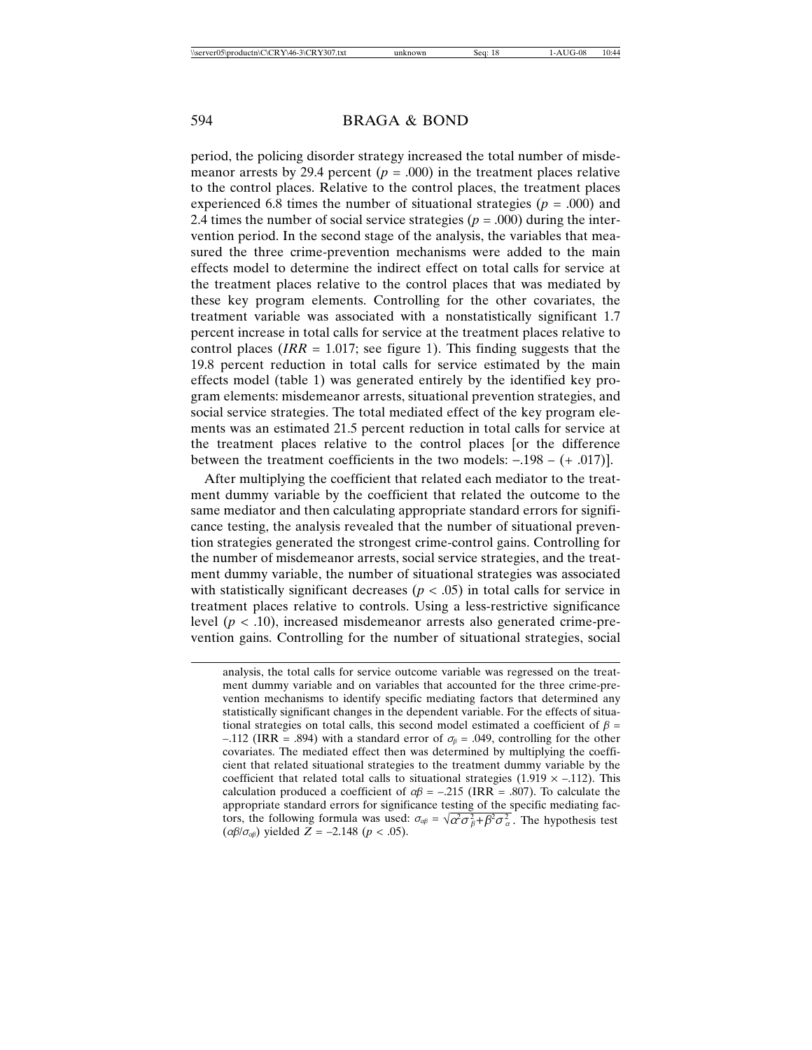period, the policing disorder strategy increased the total number of misdemeanor arrests by 29.4 percent ($p$ = .000) in the treatment places relative to the control places. Relative to the control places, the treatment places experienced 6.8 times the number of situational strategies ($p$ = .000) and 2.4 times the number of social service strategies ($p$ = .000) during the intervention period. In the second stage of the analysis, the variables that measured the three crime-prevention mechanisms were added to the main effects model to determine the indirect effect on total calls for service at the treatment places relative to the control places that was mediated by these key program elements. Controlling for the other covariates, the treatment variable was associated with a nonstatistically significant 1.7 percent increase in total calls for service at the treatment places relative to control places (*IRR* = 1.017; see figure 1). This finding suggests that the 19.8 percent reduction in total calls for service estimated by the main effects model (table 1) was generated entirely by the identified key program elements: misdemeanor arrests, situational prevention strategies, and social service strategies. The total mediated effect of the key program elements was an estimated 21.5 percent reduction in total calls for service at the treatment places relative to the control places [or the difference between the treatment coefficients in the two models: –.198 – (+ .017)].

After multiplying the coefficient that related each mediator to the treatment dummy variable by the coefficient that related the outcome to the same mediator and then calculating appropriate standard errors for significance testing, the analysis revealed that the number of situational prevention strategies generated the strongest crime-control gains. Controlling for the number of misdemeanor arrests, social service strategies, and the treatment dummy variable, the number of situational strategies was associated with statistically significant decreases ($p < .05$) in total calls for service in treatment places relative to controls. Using a less-restrictive significance level ($p < .10$), increased misdemeanor arrests also generated crime-prevention gains. Controlling for the number of situational strategies, social

---

analysis, the total calls for service outcome variable was regressed on the treatment dummy variable and on variables that accounted for the three crime-prevention mechanisms to identify specific mediating factors that determined any statistically significant changes in the dependent variable. For the effects of situational strategies on total calls, this second model estimated a coefficient of $\beta$ = –.112 (IRR = .894) with a standard error of $\sigma_\beta$ = .049, controlling for the other covariates. The mediated effect then was determined by multiplying the coefficient that related situational strategies to the treatment dummy variable by the coefficient that related total calls to situational strategies (1.919 × –.112). This calculation produced a coefficient of $\alpha\beta$ = –.215 (IRR = .807). To calculate the appropriate standard errors for significance testing of the specific mediating factors, the following formula was used: $\sigma_{\alpha\beta} = \sqrt{\alpha^2\sigma_\beta^2 + \beta^2\sigma_\alpha^2}$. The hypothesis test ($\alpha\beta/\sigma_{\alpha\beta}$) yielded $Z$ = –2.148 ($p < .05$).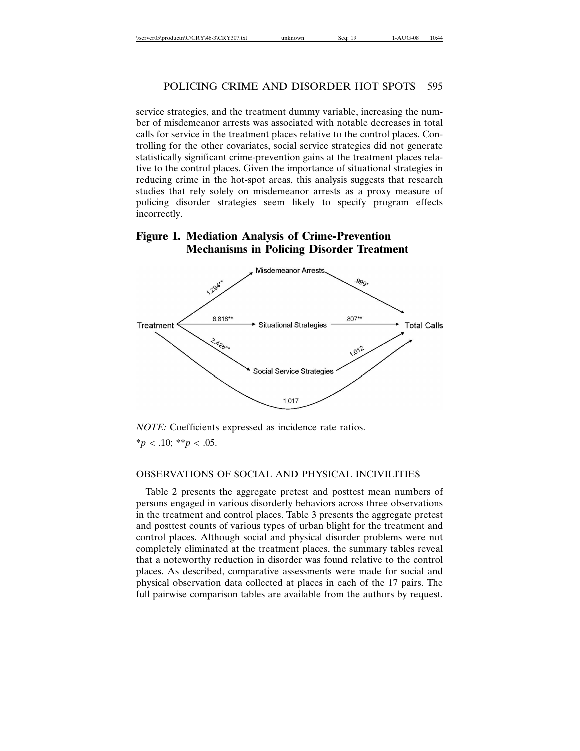service strategies, and the treatment dummy variable, increasing the number of misdemeanor arrests was associated with notable decreases in total calls for service in the treatment places relative to the control places. Controlling for the other covariates, social service strategies did not generate statistically significant crime-prevention gains at the treatment places relative to the control places. Given the importance of situational strategies in reducing crime in the hot-spot areas, this analysis suggests that research studies that rely solely on misdemeanor arrests as a proxy measure of policing disorder strategies seem likely to specify program effects incorrectly.

## Figure 1. Mediation Analysis of Crime-Prevention Mechanisms in Policing Disorder Treatment

*NOTE:* Coefficients expressed as incidence rate ratios.

*$p < .10$; **$p < .05$.

### OBSERVATIONS OF SOCIAL AND PHYSICAL INCIVILITIES

Table 2 presents the aggregate pretest and posttest mean numbers of persons engaged in various disorderly behaviors across three observations in the treatment and control places. Table 3 presents the aggregate pretest and posttest counts of various types of urban blight for the treatment and control places. Although social and physical disorder problems were not completely eliminated at the treatment places, the summary tables reveal that a noteworthy reduction in disorder was found relative to the control places. As described, comparative assessments were made for social and physical observation data collected at places in each of the 17 pairs. The full pairwise comparison tables are available from the authors by request.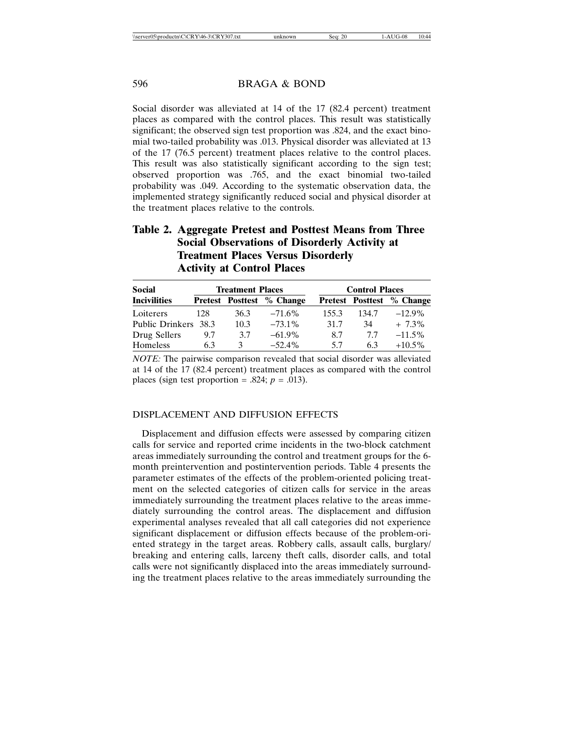Social disorder was alleviated at 14 of the 17 (82.4 percent) treatment places as compared with the control places. This result was statistically significant; the observed sign test proportion was .824, and the exact binomial two-tailed probability was .013. Physical disorder was alleviated at 13 of the 17 (76.5 percent) treatment places relative to the control places. This result was also statistically significant according to the sign test; observed proportion was .765, and the exact binomial two-tailed probability was .049. According to the systematic observation data, the implemented strategy significantly reduced social and physical disorder at the treatment places relative to the controls.

**Table 2. Aggregate Pretest and Posttest Means from Three Social Observations of Disorderly Activity at Treatment Places Versus Disorderly Activity at Control Places**

| Social | Treatment Places | | | Control Places | | |
|---|---|---|---|---|---|---|
| Incivilities | Pretest | Posttest | % Change | Pretest | Posttest | % Change |
| Loiterers | 128 | 36.3 | −71.6% | 155.3 | 134.7 | −12.9% |
| Public Drinkers | 38.3 | 10.3 | −73.1% | 31.7 | 34 | + 7.3% |
| Drug Sellers | 9.7 | 3.7 | −61.9% | 8.7 | 7.7 | −11.5% |
| Homeless | 6.3 | 3 | −52.4% | 5.7 | 6.3 | +10.5% |

*NOTE:* The pairwise comparison revealed that social disorder was alleviated at 14 of the 17 (82.4 percent) treatment places as compared with the control places (sign test proportion = .824; $p = .013$).

## DISPLACEMENT AND DIFFUSION EFFECTS

Displacement and diffusion effects were assessed by comparing citizen calls for service and reported crime incidents in the two-block catchment areas immediately surrounding the control and treatment groups for the 6-month preintervention and postintervention periods. Table 4 presents the parameter estimates of the effects of the problem-oriented policing treatment on the selected categories of citizen calls for service in the areas immediately surrounding the treatment places relative to the areas immediately surrounding the control areas. The displacement and diffusion experimental analyses revealed that all call categories did not experience significant displacement or diffusion effects because of the problem-oriented strategy in the target areas. Robbery calls, assault calls, burglary/breaking and entering calls, larceny theft calls, disorder calls, and total calls were not significantly displaced into the areas immediately surrounding the treatment places relative to the areas immediately surrounding the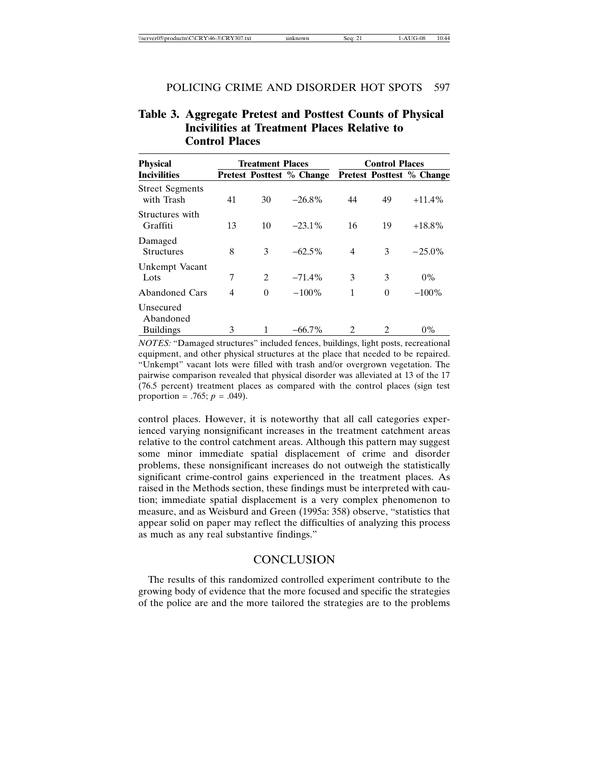**Table 3. Aggregate Pretest and Posttest Counts of Physical Incivilities at Treatment Places Relative to Control Places**

| Physical Incivilities | Treatment Places | | | Control Places | | |
|---|---|---|---|---|---|---|
| | Pretest | Posttest | % Change | Pretest | Posttest | % Change |
| Street Segments with Trash | 41 | 30 | −26.8% | 44 | 49 | +11.4% |
| Structures with Graffiti | 13 | 10 | −23.1% | 16 | 19 | +18.8% |
| Damaged Structures | 8 | 3 | −62.5% | 4 | 3 | −25.0% |
| Unkempt Vacant Lots | 7 | 2 | −71.4% | 3 | 3 | 0% |
| Abandoned Cars | 4 | 0 | −100% | 1 | 0 | −100% |
| Unsecured Abandoned Buildings | 3 | 1 | −66.7% | 2 | 2 | 0% |

*NOTES:* "Damaged structures" included fences, buildings, light posts, recreational equipment, and other physical structures at the place that needed to be repaired. "Unkempt" vacant lots were filled with trash and/or overgrown vegetation. The pairwise comparison revealed that physical disorder was alleviated at 13 of the 17 (76.5 percent) treatment places as compared with the control places (sign test proportion = .765; $p$ = .049).

control places. However, it is noteworthy that all call categories experienced varying nonsignificant increases in the treatment catchment areas relative to the control catchment areas. Although this pattern may suggest some minor immediate spatial displacement of crime and disorder problems, these nonsignificant increases do not outweigh the statistically significant crime-control gains experienced in the treatment places. As raised in the Methods section, these findings must be interpreted with caution; immediate spatial displacement is a very complex phenomenon to measure, and as Weisburd and Green (1995a: 358) observe, "statistics that appear solid on paper may reflect the difficulties of analyzing this process as much as any real substantive findings."

## CONCLUSION

The results of this randomized controlled experiment contribute to the growing body of evidence that the more focused and specific the strategies of the police are and the more tailored the strategies are to the problems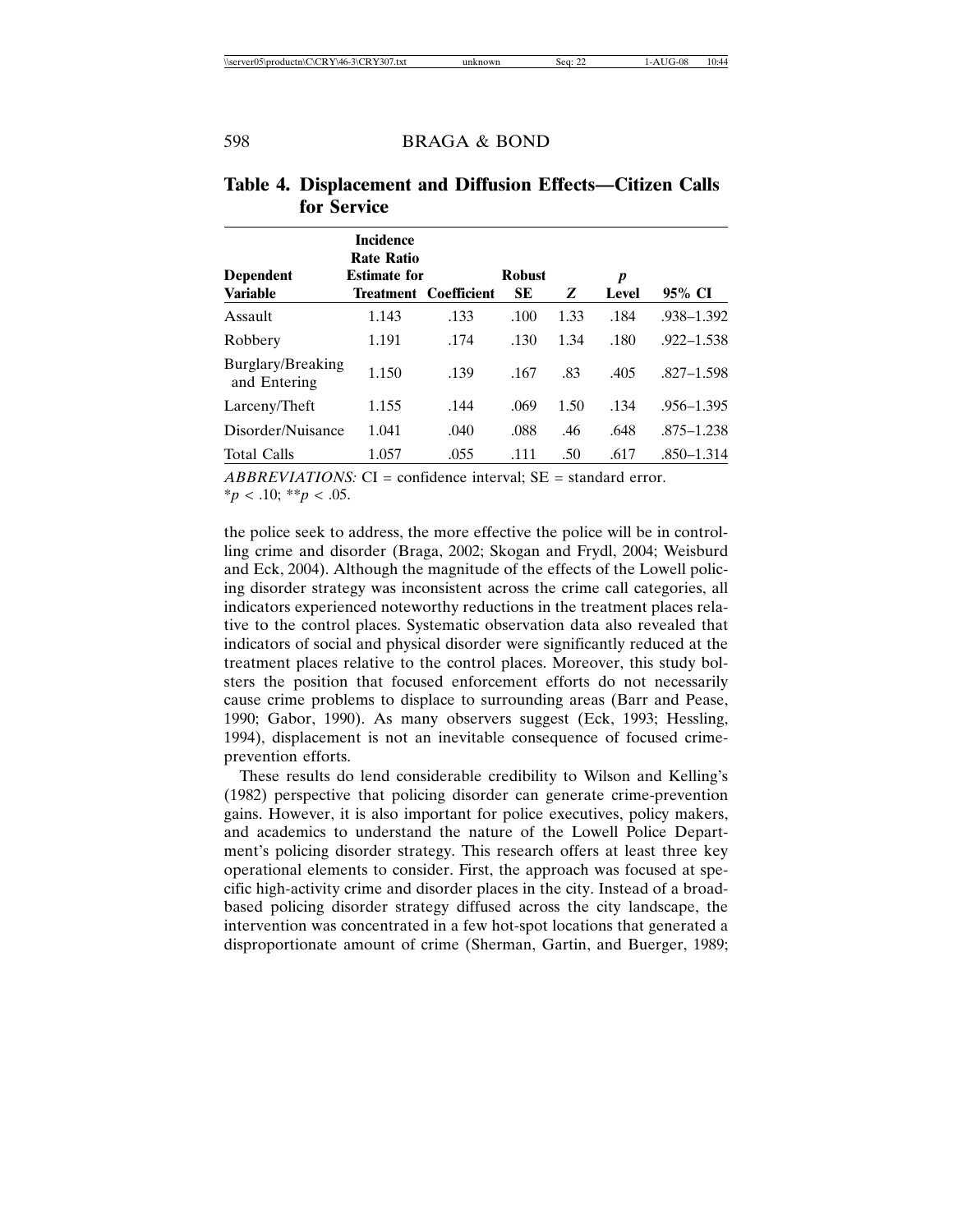**Table 4. Displacement and Diffusion Effects—Citizen Calls for Service**

| Dependent Variable | Incidence Rate Ratio Estimate for Treatment | Coefficient | Robust SE | Z | p Level | 95% CI |
|---|---|---|---|---|---|---|
| Assault | 1.143 | .133 | .100 | 1.33 | .184 | .938–1.392 |
| Robbery | 1.191 | .174 | .130 | 1.34 | .180 | .922–1.538 |
| Burglary/Breaking and Entering | 1.150 | .139 | .167 | .83 | .405 | .827–1.598 |
| Larceny/Theft | 1.155 | .144 | .069 | 1.50 | .134 | .956–1.395 |
| Disorder/Nuisance | 1.041 | .040 | .088 | .46 | .648 | .875–1.238 |
| Total Calls | 1.057 | .055 | .111 | .50 | .617 | .850–1.314 |

*ABBREVIATIONS:* CI = confidence interval; SE = standard error.
$^*p < .10$; $^{**}p < .05$.

the police seek to address, the more effective the police will be in controlling crime and disorder (Braga, 2002; Skogan and Frydl, 2004; Weisburd and Eck, 2004). Although the magnitude of the effects of the Lowell policing disorder strategy was inconsistent across the crime call categories, all indicators experienced noteworthy reductions in the treatment places relative to the control places. Systematic observation data also revealed that indicators of social and physical disorder were significantly reduced at the treatment places relative to the control places. Moreover, this study bolsters the position that focused enforcement efforts do not necessarily cause crime problems to displace to surrounding areas (Barr and Pease, 1990; Gabor, 1990). As many observers suggest (Eck, 1993; Hessling, 1994), displacement is not an inevitable consequence of focused crime-prevention efforts.

These results do lend considerable credibility to Wilson and Kelling's (1982) perspective that policing disorder can generate crime-prevention gains. However, it is also important for police executives, policy makers, and academics to understand the nature of the Lowell Police Department's policing disorder strategy. This research offers at least three key operational elements to consider. First, the approach was focused at specific high-activity crime and disorder places in the city. Instead of a broad-based policing disorder strategy diffused across the city landscape, the intervention was concentrated in a few hot-spot locations that generated a disproportionate amount of crime (Sherman, Gartin, and Buerger, 1989;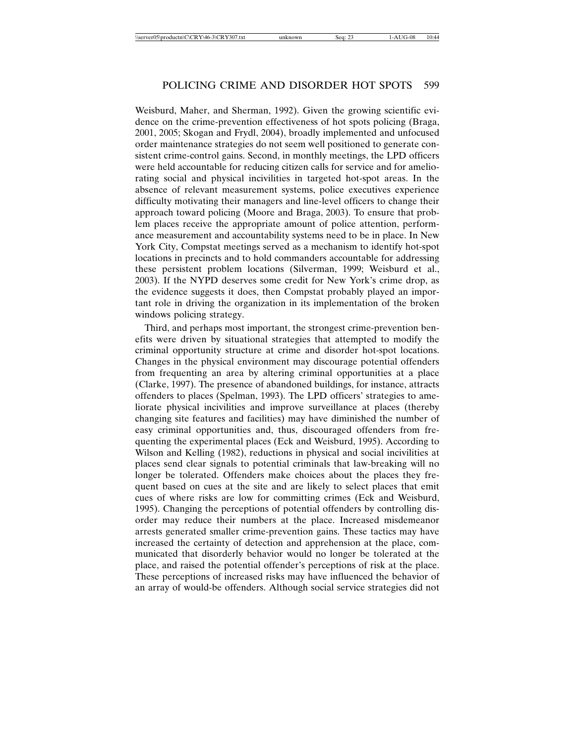Weisburd, Maher, and Sherman, 1992). Given the growing scientific evidence on the crime-prevention effectiveness of hot spots policing (Braga, 2001, 2005; Skogan and Frydl, 2004), broadly implemented and unfocused order maintenance strategies do not seem well positioned to generate consistent crime-control gains. Second, in monthly meetings, the LPD officers were held accountable for reducing citizen calls for service and for ameliorating social and physical incivilities in targeted hot-spot areas. In the absence of relevant measurement systems, police executives experience difficulty motivating their managers and line-level officers to change their approach toward policing (Moore and Braga, 2003). To ensure that problem places receive the appropriate amount of police attention, performance measurement and accountability systems need to be in place. In New York City, Compstat meetings served as a mechanism to identify hot-spot locations in precincts and to hold commanders accountable for addressing these persistent problem locations (Silverman, 1999; Weisburd et al., 2003). If the NYPD deserves some credit for New York's crime drop, as the evidence suggests it does, then Compstat probably played an important role in driving the organization in its implementation of the broken windows policing strategy.

Third, and perhaps most important, the strongest crime-prevention benefits were driven by situational strategies that attempted to modify the criminal opportunity structure at crime and disorder hot-spot locations. Changes in the physical environment may discourage potential offenders from frequenting an area by altering criminal opportunities at a place (Clarke, 1997). The presence of abandoned buildings, for instance, attracts offenders to places (Spelman, 1993). The LPD officers' strategies to ameliorate physical incivilities and improve surveillance at places (thereby changing site features and facilities) may have diminished the number of easy criminal opportunities and, thus, discouraged offenders from frequenting the experimental places (Eck and Weisburd, 1995). According to Wilson and Kelling (1982), reductions in physical and social incivilities at places send clear signals to potential criminals that law-breaking will no longer be tolerated. Offenders make choices about the places they frequent based on cues at the site and are likely to select places that emit cues of where risks are low for committing crimes (Eck and Weisburd, 1995). Changing the perceptions of potential offenders by controlling disorder may reduce their numbers at the place. Increased misdemeanor arrests generated smaller crime-prevention gains. These tactics may have increased the certainty of detection and apprehension at the place, communicated that disorderly behavior would no longer be tolerated at the place, and raised the potential offender's perceptions of risk at the place. These perceptions of increased risks may have influenced the behavior of an array of would-be offenders. Although social service strategies did not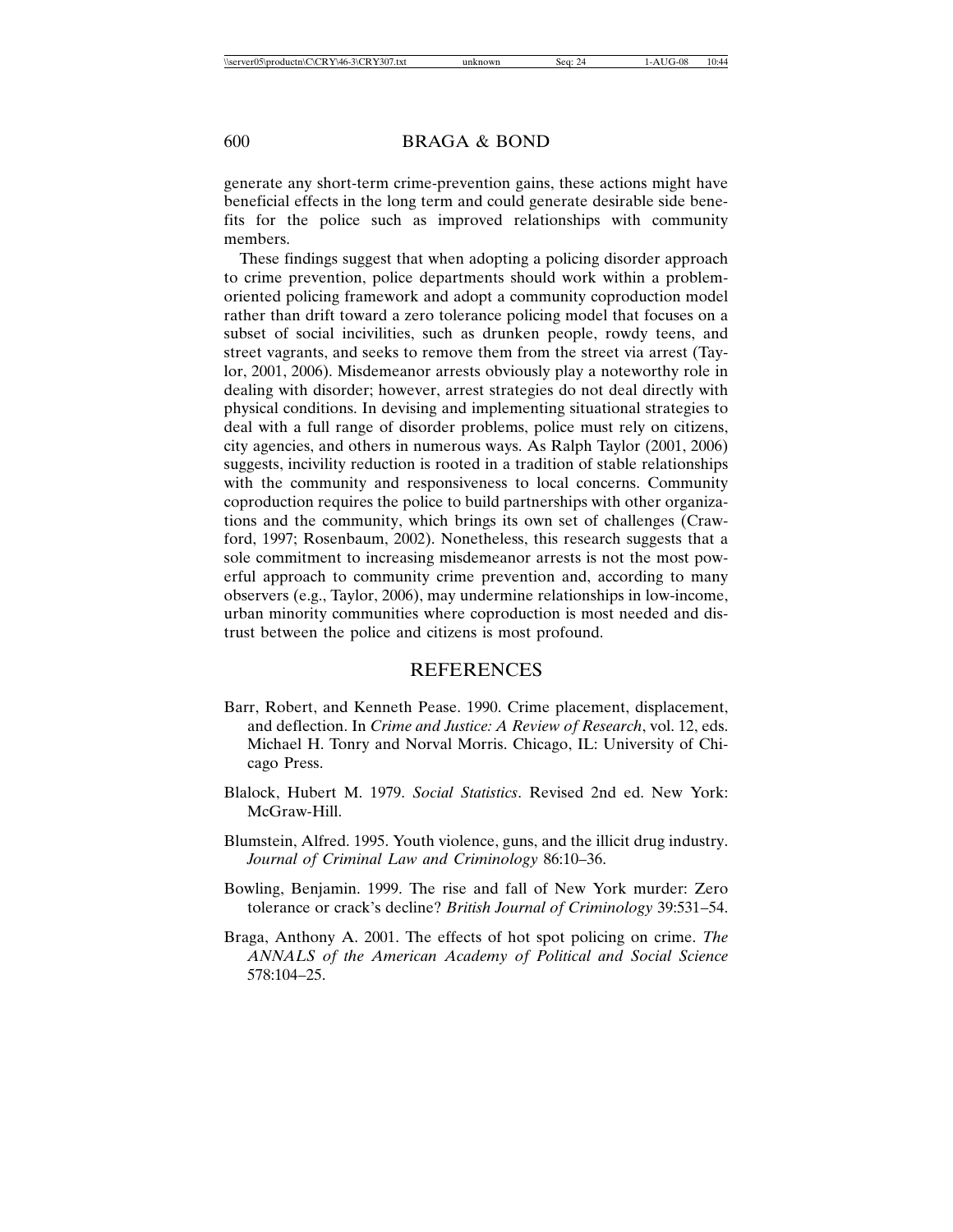generate any short-term crime-prevention gains, these actions might have beneficial effects in the long term and could generate desirable side benefits for the police such as improved relationships with community members.

These findings suggest that when adopting a policing disorder approach to crime prevention, police departments should work within a problem-oriented policing framework and adopt a community coproduction model rather than drift toward a zero tolerance policing model that focuses on a subset of social incivilities, such as drunken people, rowdy teens, and street vagrants, and seeks to remove them from the street via arrest (Taylor, 2001, 2006). Misdemeanor arrests obviously play a noteworthy role in dealing with disorder; however, arrest strategies do not deal directly with physical conditions. In devising and implementing situational strategies to deal with a full range of disorder problems, police must rely on citizens, city agencies, and others in numerous ways. As Ralph Taylor (2001, 2006) suggests, incivility reduction is rooted in a tradition of stable relationships with the community and responsiveness to local concerns. Community coproduction requires the police to build partnerships with other organizations and the community, which brings its own set of challenges (Crawford, 1997; Rosenbaum, 2002). Nonetheless, this research suggests that a sole commitment to increasing misdemeanor arrests is not the most powerful approach to community crime prevention and, according to many observers (e.g., Taylor, 2006), may undermine relationships in low-income, urban minority communities where coproduction is most needed and distrust between the police and citizens is most profound.

## REFERENCES

Barr, Robert, and Kenneth Pease. 1990. Crime placement, displacement, and deflection. In *Crime and Justice: A Review of Research*, vol. 12, eds. Michael H. Tonry and Norval Morris. Chicago, IL: University of Chicago Press.

Blalock, Hubert M. 1979. *Social Statistics*. Revised 2nd ed. New York: McGraw-Hill.

Blumstein, Alfred. 1995. Youth violence, guns, and the illicit drug industry. *Journal of Criminal Law and Criminology* 86:10–36.

Bowling, Benjamin. 1999. The rise and fall of New York murder: Zero tolerance or crack's decline? *British Journal of Criminology* 39:531–54.

Braga, Anthony A. 2001. The effects of hot spot policing on crime. *The ANNALS of the American Academy of Political and Social Science* 578:104–25.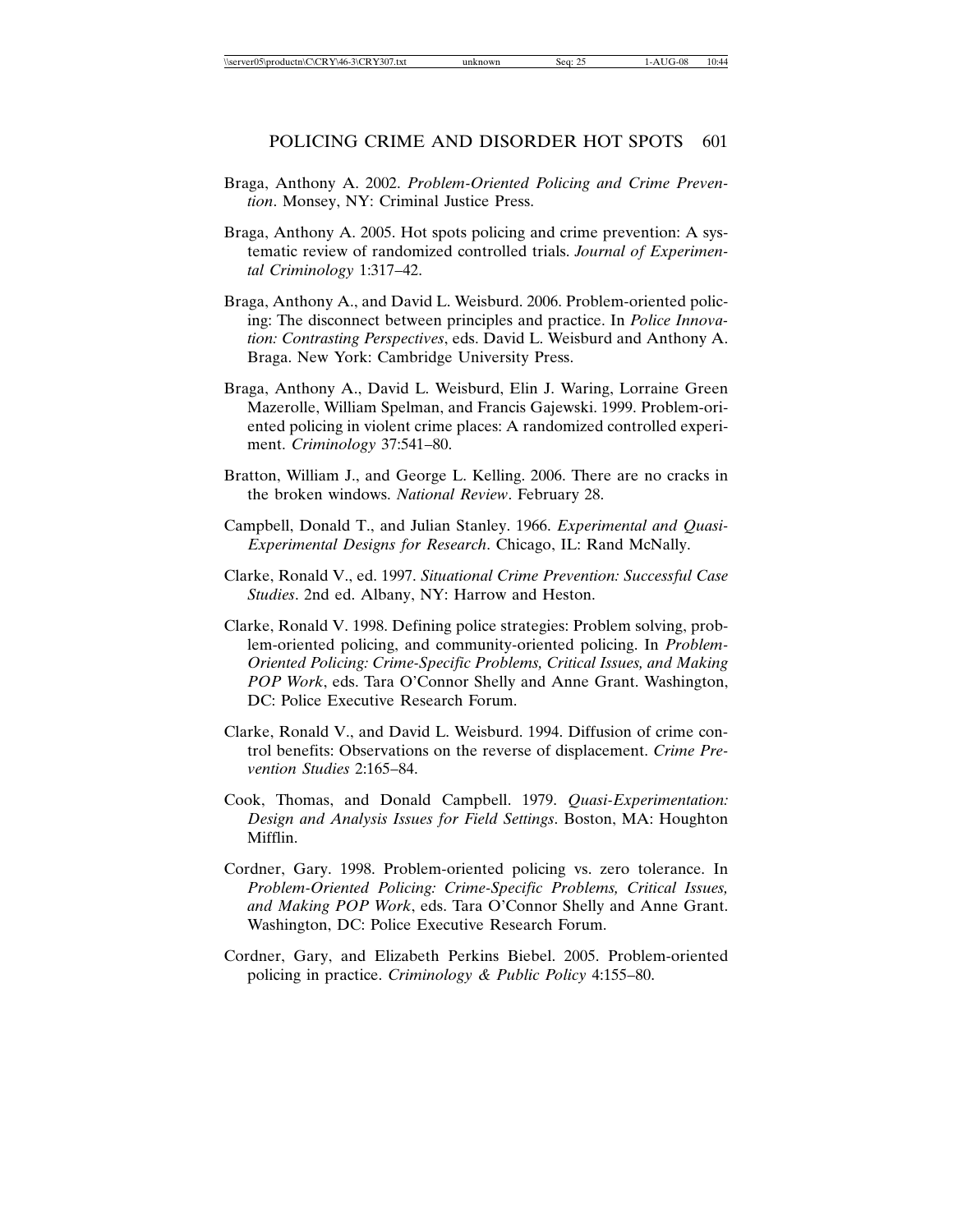Braga, Anthony A. 2002. *Problem-Oriented Policing and Crime Prevention*. Monsey, NY: Criminal Justice Press.

Braga, Anthony A. 2005. Hot spots policing and crime prevention: A systematic review of randomized controlled trials. *Journal of Experimental Criminology* 1:317–42.

Braga, Anthony A., and David L. Weisburd. 2006. Problem-oriented policing: The disconnect between principles and practice. In *Police Innovation: Contrasting Perspectives*, eds. David L. Weisburd and Anthony A. Braga. New York: Cambridge University Press.

Braga, Anthony A., David L. Weisburd, Elin J. Waring, Lorraine Green Mazerolle, William Spelman, and Francis Gajewski. 1999. Problem-oriented policing in violent crime places: A randomized controlled experiment. *Criminology* 37:541–80.

Bratton, William J., and George L. Kelling. 2006. There are no cracks in the broken windows. *National Review*. February 28.

Campbell, Donald T., and Julian Stanley. 1966. *Experimental and Quasi-Experimental Designs for Research*. Chicago, IL: Rand McNally.

Clarke, Ronald V., ed. 1997. *Situational Crime Prevention: Successful Case Studies*. 2nd ed. Albany, NY: Harrow and Heston.

Clarke, Ronald V. 1998. Defining police strategies: Problem solving, problem-oriented policing, and community-oriented policing. In *Problem-Oriented Policing: Crime-Specific Problems, Critical Issues, and Making POP Work*, eds. Tara O'Connor Shelly and Anne Grant. Washington, DC: Police Executive Research Forum.

Clarke, Ronald V., and David L. Weisburd. 1994. Diffusion of crime control benefits: Observations on the reverse of displacement. *Crime Prevention Studies* 2:165–84.

Cook, Thomas, and Donald Campbell. 1979. *Quasi-Experimentation: Design and Analysis Issues for Field Settings*. Boston, MA: Houghton Mifflin.

Cordner, Gary. 1998. Problem-oriented policing vs. zero tolerance. In *Problem-Oriented Policing: Crime-Specific Problems, Critical Issues, and Making POP Work*, eds. Tara O'Connor Shelly and Anne Grant. Washington, DC: Police Executive Research Forum.

Cordner, Gary, and Elizabeth Perkins Biebel. 2005. Problem-oriented policing in practice. *Criminology & Public Policy* 4:155–80.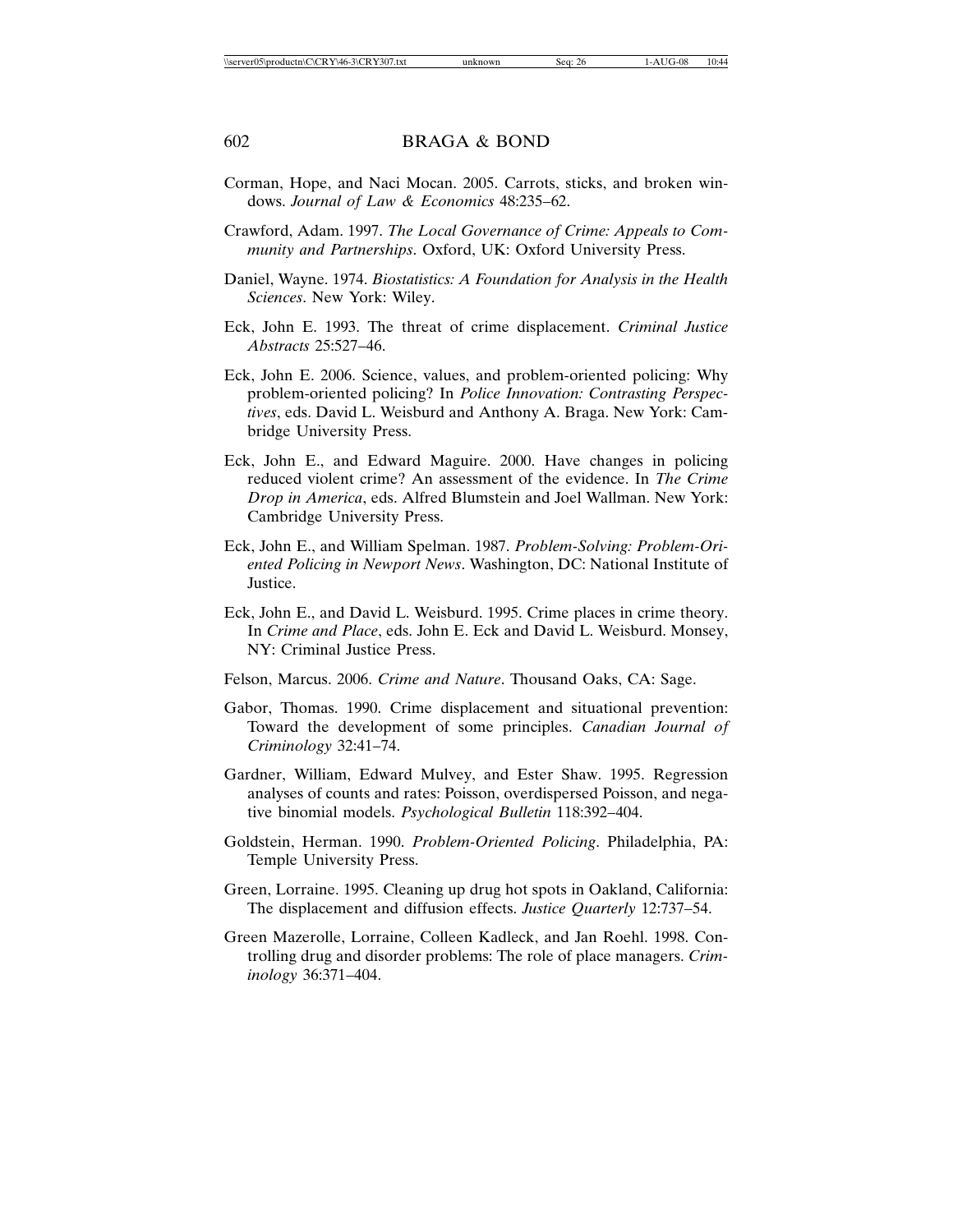Corman, Hope, and Naci Mocan. 2005. Carrots, sticks, and broken windows. *Journal of Law & Economics* 48:235–62.

Crawford, Adam. 1997. *The Local Governance of Crime: Appeals to Community and Partnerships*. Oxford, UK: Oxford University Press.

Daniel, Wayne. 1974. *Biostatistics: A Foundation for Analysis in the Health Sciences*. New York: Wiley.

Eck, John E. 1993. The threat of crime displacement. *Criminal Justice Abstracts* 25:527–46.

Eck, John E. 2006. Science, values, and problem-oriented policing: Why problem-oriented policing? In *Police Innovation: Contrasting Perspectives*, eds. David L. Weisburd and Anthony A. Braga. New York: Cambridge University Press.

Eck, John E., and Edward Maguire. 2000. Have changes in policing reduced violent crime? An assessment of the evidence. In *The Crime Drop in America*, eds. Alfred Blumstein and Joel Wallman. New York: Cambridge University Press.

Eck, John E., and William Spelman. 1987. *Problem-Solving: Problem-Oriented Policing in Newport News*. Washington, DC: National Institute of Justice.

Eck, John E., and David L. Weisburd. 1995. Crime places in crime theory. In *Crime and Place*, eds. John E. Eck and David L. Weisburd. Monsey, NY: Criminal Justice Press.

Felson, Marcus. 2006. *Crime and Nature*. Thousand Oaks, CA: Sage.

Gabor, Thomas. 1990. Crime displacement and situational prevention: Toward the development of some principles. *Canadian Journal of Criminology* 32:41–74.

Gardner, William, Edward Mulvey, and Ester Shaw. 1995. Regression analyses of counts and rates: Poisson, overdispersed Poisson, and negative binomial models. *Psychological Bulletin* 118:392–404.

Goldstein, Herman. 1990. *Problem-Oriented Policing*. Philadelphia, PA: Temple University Press.

Green, Lorraine. 1995. Cleaning up drug hot spots in Oakland, California: The displacement and diffusion effects. *Justice Quarterly* 12:737–54.

Green Mazerolle, Lorraine, Colleen Kadleck, and Jan Roehl. 1998. Controlling drug and disorder problems: The role of place managers. *Criminology* 36:371–404.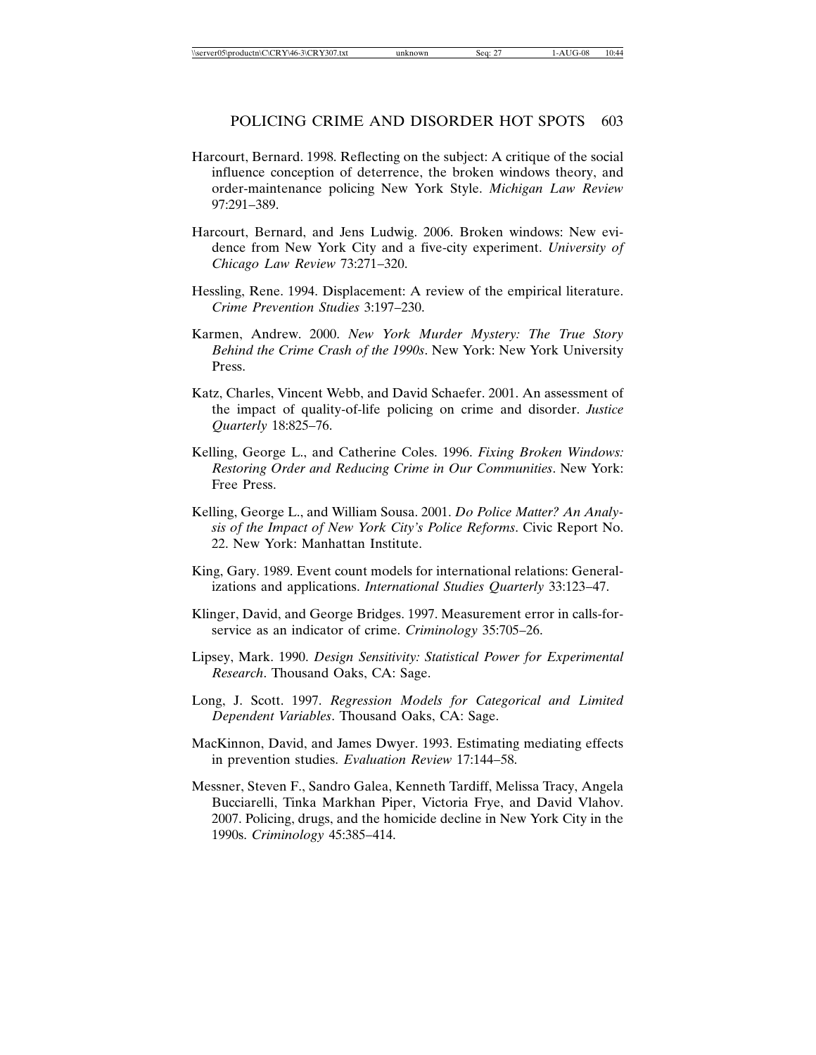Harcourt, Bernard. 1998. Reflecting on the subject: A critique of the social influence conception of deterrence, the broken windows theory, and order-maintenance policing New York Style. *Michigan Law Review* 97:291–389.

Harcourt, Bernard, and Jens Ludwig. 2006. Broken windows: New evidence from New York City and a five-city experiment. *University of Chicago Law Review* 73:271–320.

Hessling, Rene. 1994. Displacement: A review of the empirical literature. *Crime Prevention Studies* 3:197–230.

Karmen, Andrew. 2000. *New York Murder Mystery: The True Story Behind the Crime Crash of the 1990s*. New York: New York University Press.

Katz, Charles, Vincent Webb, and David Schaefer. 2001. An assessment of the impact of quality-of-life policing on crime and disorder. *Justice Quarterly* 18:825–76.

Kelling, George L., and Catherine Coles. 1996. *Fixing Broken Windows: Restoring Order and Reducing Crime in Our Communities*. New York: Free Press.

Kelling, George L., and William Sousa. 2001. *Do Police Matter? An Analysis of the Impact of New York City's Police Reforms*. Civic Report No. 22. New York: Manhattan Institute.

King, Gary. 1989. Event count models for international relations: Generalizations and applications. *International Studies Quarterly* 33:123–47.

Klinger, David, and George Bridges. 1997. Measurement error in calls-for-service as an indicator of crime. *Criminology* 35:705–26.

Lipsey, Mark. 1990. *Design Sensitivity: Statistical Power for Experimental Research*. Thousand Oaks, CA: Sage.

Long, J. Scott. 1997. *Regression Models for Categorical and Limited Dependent Variables*. Thousand Oaks, CA: Sage.

MacKinnon, David, and James Dwyer. 1993. Estimating mediating effects in prevention studies. *Evaluation Review* 17:144–58.

Messner, Steven F., Sandro Galea, Kenneth Tardiff, Melissa Tracy, Angela Bucciarelli, Tinka Markhan Piper, Victoria Frye, and David Vlahov. 2007. Policing, drugs, and the homicide decline in New York City in the 1990s. *Criminology* 45:385–414.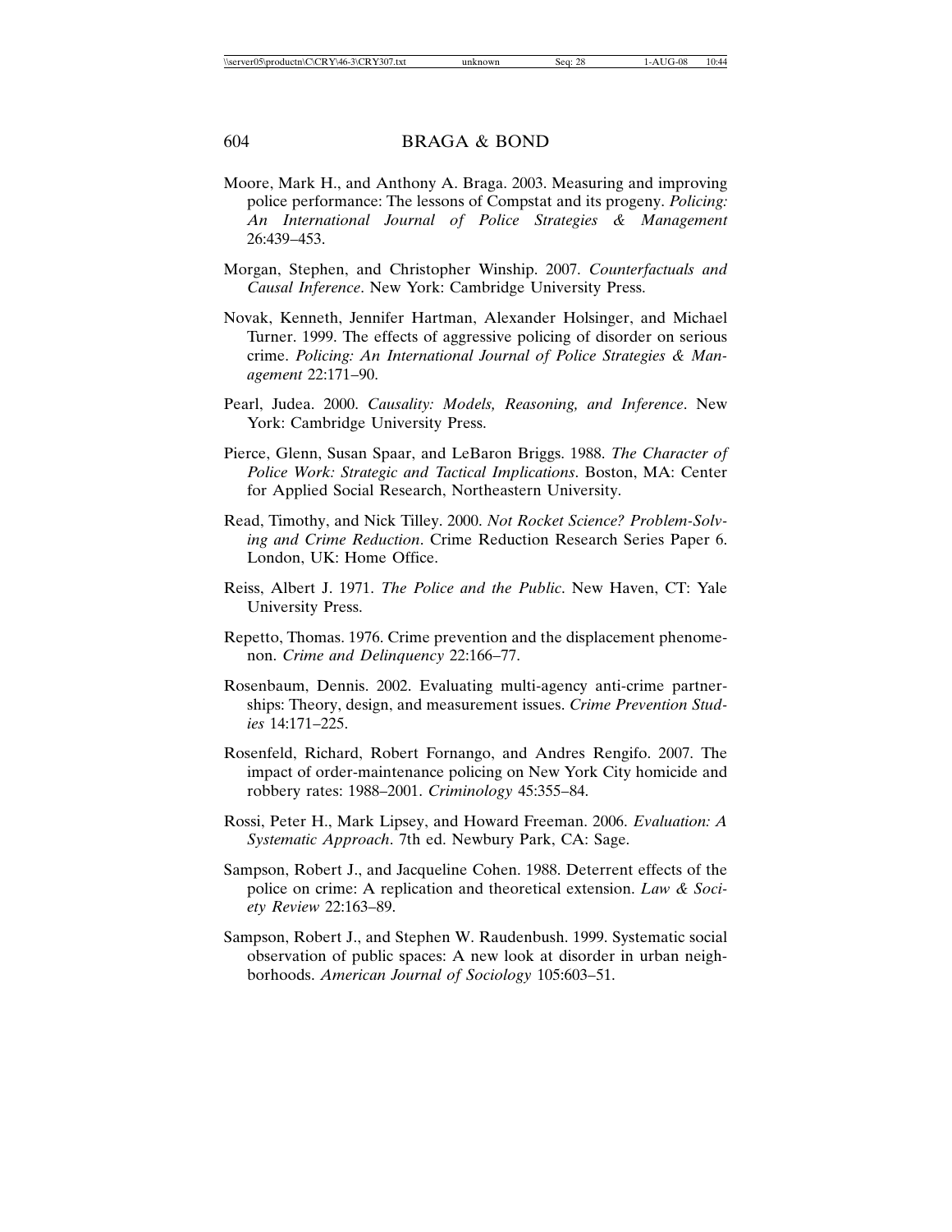Moore, Mark H., and Anthony A. Braga. 2003. Measuring and improving police performance: The lessons of Compstat and its progeny. *Policing: An International Journal of Police Strategies & Management* 26:439–453.

Morgan, Stephen, and Christopher Winship. 2007. *Counterfactuals and Causal Inference*. New York: Cambridge University Press.

Novak, Kenneth, Jennifer Hartman, Alexander Holsinger, and Michael Turner. 1999. The effects of aggressive policing of disorder on serious crime. *Policing: An International Journal of Police Strategies & Management* 22:171–90.

Pearl, Judea. 2000. *Causality: Models, Reasoning, and Inference*. New York: Cambridge University Press.

Pierce, Glenn, Susan Spaar, and LeBaron Briggs. 1988. *The Character of Police Work: Strategic and Tactical Implications*. Boston, MA: Center for Applied Social Research, Northeastern University.

Read, Timothy, and Nick Tilley. 2000. *Not Rocket Science? Problem-Solving and Crime Reduction*. Crime Reduction Research Series Paper 6. London, UK: Home Office.

Reiss, Albert J. 1971. *The Police and the Public*. New Haven, CT: Yale University Press.

Repetto, Thomas. 1976. Crime prevention and the displacement phenomenon. *Crime and Delinquency* 22:166–77.

Rosenbaum, Dennis. 2002. Evaluating multi-agency anti-crime partnerships: Theory, design, and measurement issues. *Crime Prevention Studies* 14:171–225.

Rosenfeld, Richard, Robert Fornango, and Andres Rengifo. 2007. The impact of order-maintenance policing on New York City homicide and robbery rates: 1988–2001. *Criminology* 45:355–84.

Rossi, Peter H., Mark Lipsey, and Howard Freeman. 2006. *Evaluation: A Systematic Approach*. 7th ed. Newbury Park, CA: Sage.

Sampson, Robert J., and Jacqueline Cohen. 1988. Deterrent effects of the police on crime: A replication and theoretical extension. *Law & Society Review* 22:163–89.

Sampson, Robert J., and Stephen W. Raudenbush. 1999. Systematic social observation of public spaces: A new look at disorder in urban neighborhoods. *American Journal of Sociology* 105:603–51.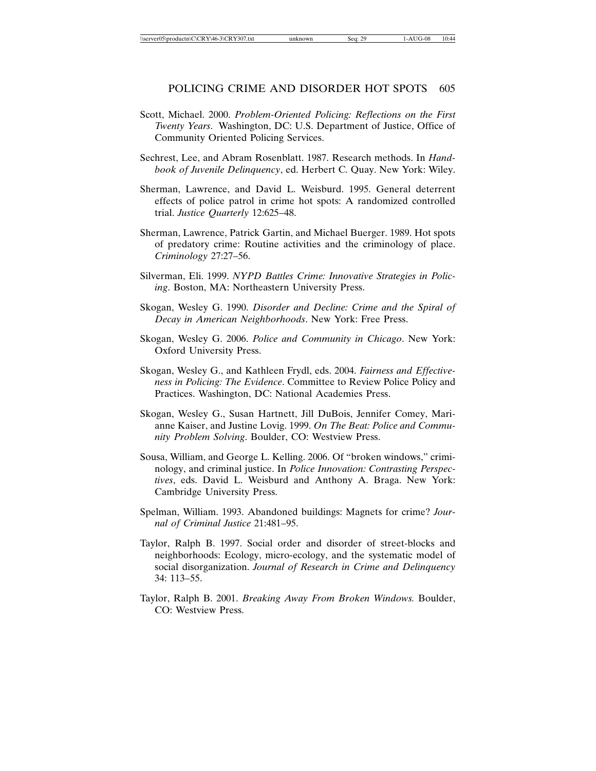Scott, Michael. 2000. *Problem-Oriented Policing: Reflections on the First Twenty Years*. Washington, DC: U.S. Department of Justice, Office of Community Oriented Policing Services.

Sechrest, Lee, and Abram Rosenblatt. 1987. Research methods. In *Handbook of Juvenile Delinquency*, ed. Herbert C. Quay. New York: Wiley.

Sherman, Lawrence, and David L. Weisburd. 1995. General deterrent effects of police patrol in crime hot spots: A randomized controlled trial. *Justice Quarterly* 12:625–48.

Sherman, Lawrence, Patrick Gartin, and Michael Buerger. 1989. Hot spots of predatory crime: Routine activities and the criminology of place. *Criminology* 27:27–56.

Silverman, Eli. 1999. *NYPD Battles Crime: Innovative Strategies in Policing*. Boston, MA: Northeastern University Press.

Skogan, Wesley G. 1990. *Disorder and Decline: Crime and the Spiral of Decay in American Neighborhoods*. New York: Free Press.

Skogan, Wesley G. 2006. *Police and Community in Chicago*. New York: Oxford University Press.

Skogan, Wesley G., and Kathleen Frydl, eds. 2004. *Fairness and Effectiveness in Policing: The Evidence*. Committee to Review Police Policy and Practices. Washington, DC: National Academies Press.

Skogan, Wesley G., Susan Hartnett, Jill DuBois, Jennifer Comey, Marianne Kaiser, and Justine Lovig. 1999. *On The Beat: Police and Community Problem Solving*. Boulder, CO: Westview Press.

Sousa, William, and George L. Kelling. 2006. Of "broken windows," criminology, and criminal justice. In *Police Innovation: Contrasting Perspectives*, eds. David L. Weisburd and Anthony A. Braga. New York: Cambridge University Press.

Spelman, William. 1993. Abandoned buildings: Magnets for crime? *Journal of Criminal Justice* 21:481–95.

Taylor, Ralph B. 1997. Social order and disorder of street-blocks and neighborhoods: Ecology, micro-ecology, and the systematic model of social disorganization. *Journal of Research in Crime and Delinquency* 34: 113–55.

Taylor, Ralph B. 2001. *Breaking Away From Broken Windows.* Boulder, CO: Westview Press.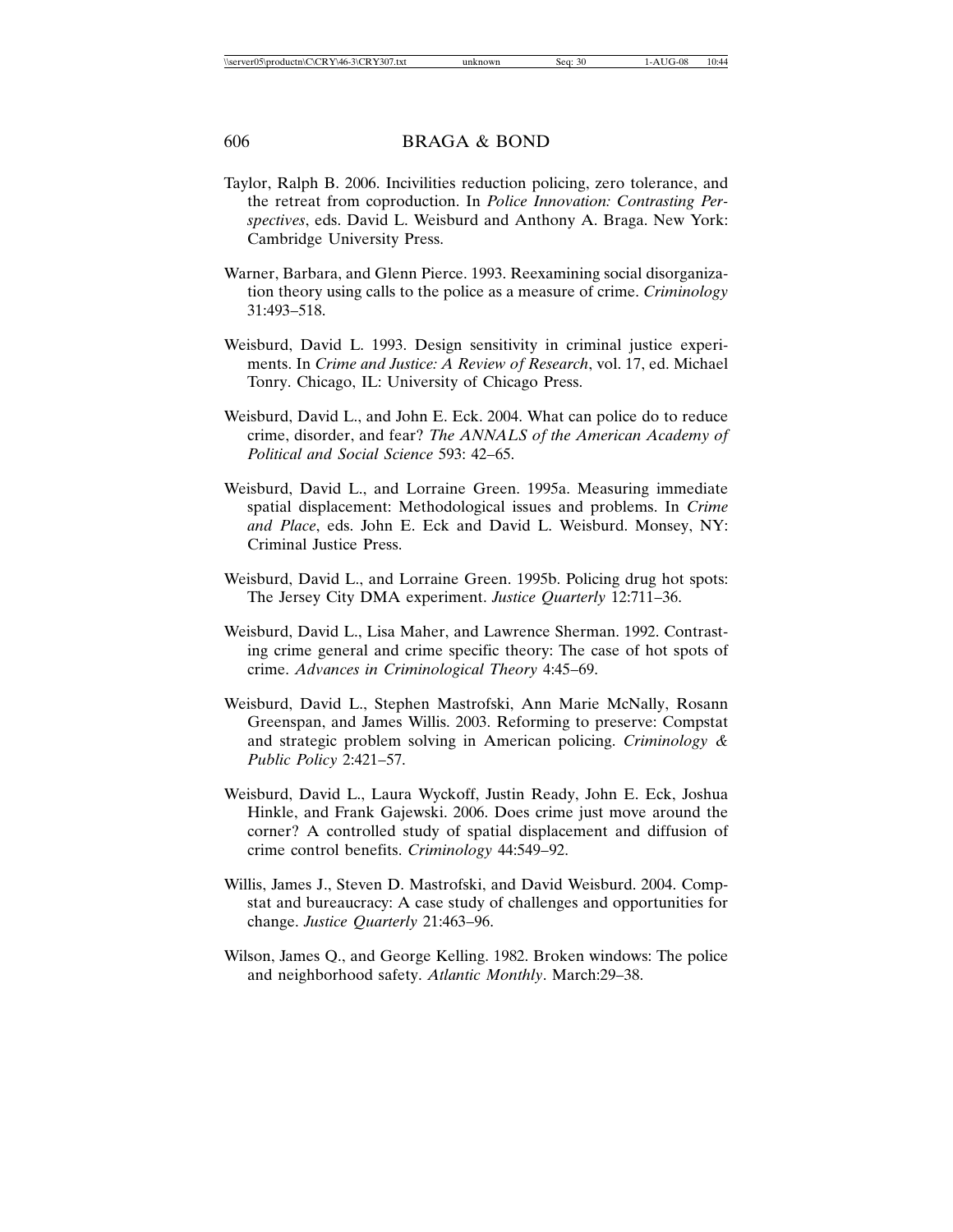Taylor, Ralph B. 2006. Incivilities reduction policing, zero tolerance, and the retreat from coproduction. In *Police Innovation: Contrasting Perspectives*, eds. David L. Weisburd and Anthony A. Braga. New York: Cambridge University Press.

Warner, Barbara, and Glenn Pierce. 1993. Reexamining social disorganization theory using calls to the police as a measure of crime. *Criminology* 31:493–518.

Weisburd, David L. 1993. Design sensitivity in criminal justice experiments. In *Crime and Justice: A Review of Research*, vol. 17, ed. Michael Tonry. Chicago, IL: University of Chicago Press.

Weisburd, David L., and John E. Eck. 2004. What can police do to reduce crime, disorder, and fear? *The ANNALS of the American Academy of Political and Social Science* 593: 42–65.

Weisburd, David L., and Lorraine Green. 1995a. Measuring immediate spatial displacement: Methodological issues and problems. In *Crime and Place*, eds. John E. Eck and David L. Weisburd. Monsey, NY: Criminal Justice Press.

Weisburd, David L., and Lorraine Green. 1995b. Policing drug hot spots: The Jersey City DMA experiment. *Justice Quarterly* 12:711–36.

Weisburd, David L., Lisa Maher, and Lawrence Sherman. 1992. Contrasting crime general and crime specific theory: The case of hot spots of crime. *Advances in Criminological Theory* 4:45–69.

Weisburd, David L., Stephen Mastrofski, Ann Marie McNally, Rosann Greenspan, and James Willis. 2003. Reforming to preserve: Compstat and strategic problem solving in American policing. *Criminology & Public Policy* 2:421–57.

Weisburd, David L., Laura Wyckoff, Justin Ready, John E. Eck, Joshua Hinkle, and Frank Gajewski. 2006. Does crime just move around the corner? A controlled study of spatial displacement and diffusion of crime control benefits. *Criminology* 44:549–92.

Willis, James J., Steven D. Mastrofski, and David Weisburd. 2004. Compstat and bureaucracy: A case study of challenges and opportunities for change. *Justice Quarterly* 21:463–96.

Wilson, James Q., and George Kelling. 1982. Broken windows: The police and neighborhood safety. *Atlantic Monthly*. March:29–38.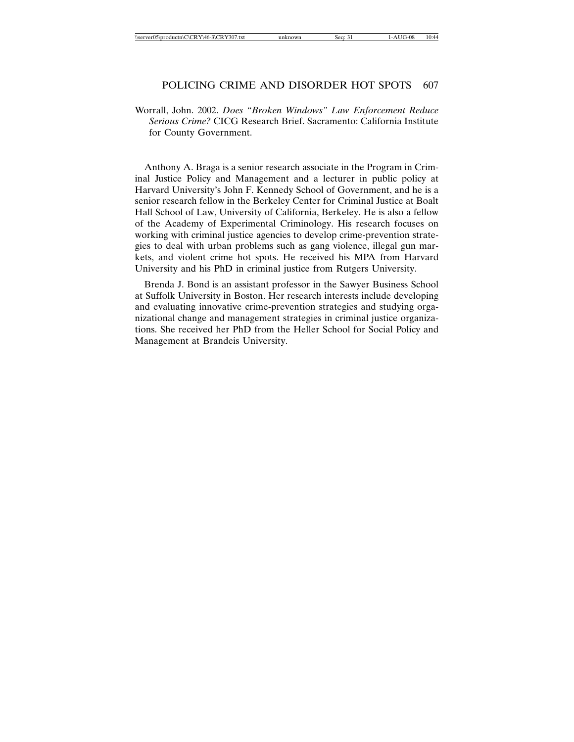Worrall, John. 2002. *Does "Broken Windows" Law Enforcement Reduce Serious Crime?* CICG Research Brief. Sacramento: California Institute for County Government.

Anthony A. Braga is a senior research associate in the Program in Criminal Justice Policy and Management and a lecturer in public policy at Harvard University's John F. Kennedy School of Government, and he is a senior research fellow in the Berkeley Center for Criminal Justice at Boalt Hall School of Law, University of California, Berkeley. He is also a fellow of the Academy of Experimental Criminology. His research focuses on working with criminal justice agencies to develop crime-prevention strategies to deal with urban problems such as gang violence, illegal gun markets, and violent crime hot spots. He received his MPA from Harvard University and his PhD in criminal justice from Rutgers University.

Brenda J. Bond is an assistant professor in the Sawyer Business School at Suffolk University in Boston. Her research interests include developing and evaluating innovative crime-prevention strategies and studying organizational change and management strategies in criminal justice organizations. She received her PhD from the Heller School for Social Policy and Management at Brandeis University.